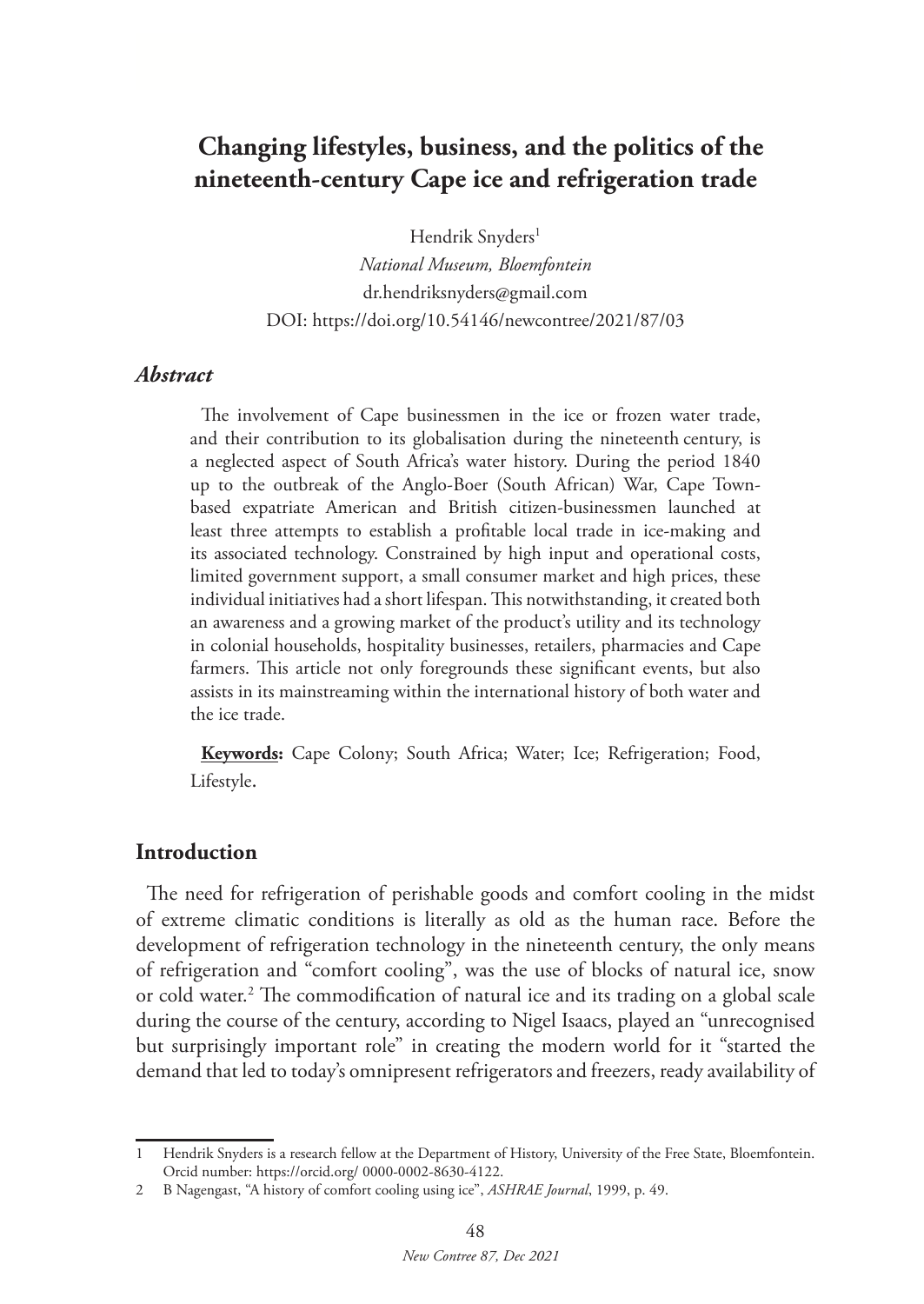# Changing lifestyles, business, and the politics of the nineteenth-century Cape ice and refrigeration trade

Hendrik Snyders[1]

*National Museum, Bloemfontein*

dr.hendriksnyders@gmail.com

DOI: https://doi.org/10.54146/newcontree/2021/87/03

## *Abstract*

The involvement of Cape businessmen in the ice or frozen water trade, and their contribution to its globalisation during the nineteenth century, is a neglected aspect of South Africa's water history. During the period 1840 up to the outbreak of the Anglo-Boer (South African) War, Cape Town-based expatriate American and British citizen-businessmen launched at least three attempts to establish a profitable local trade in ice-making and its associated technology. Constrained by high input and operational costs, limited government support, a small consumer market and high prices, these individual initiatives had a short lifespan. This notwithstanding, it created both an awareness and a growing market of the product's utility and its technology in colonial households, hospitality businesses, retailers, pharmacies and Cape farmers. This article not only foregrounds these significant events, but also assists in its mainstreaming within the international history of both water and the ice trade.

**Keywords:** Cape Colony; South Africa; Water; Ice; Refrigeration; Food, Lifestyle.

## Introduction

The need for refrigeration of perishable goods and comfort cooling in the midst of extreme climatic conditions is literally as old as the human race. Before the development of refrigeration technology in the nineteenth century, the only means of refrigeration and "comfort cooling", was the use of blocks of natural ice, snow or cold water.[2] The commodification of natural ice and its trading on a global scale during the course of the century, according to Nigel Isaacs, played an "unrecognised but surprisingly important role" in creating the modern world for it "started the demand that led to today's omnipresent refrigerators and freezers, ready availability of

---

1 Hendrik Snyders is a research fellow at the Department of History, University of the Free State, Bloemfontein. Orcid number: https://orcid.org/ 0000-0002-8630-4122.

2 B Nagengast, "A history of comfort cooling using ice", *ASHRAE Journal*, 1999, p. 49.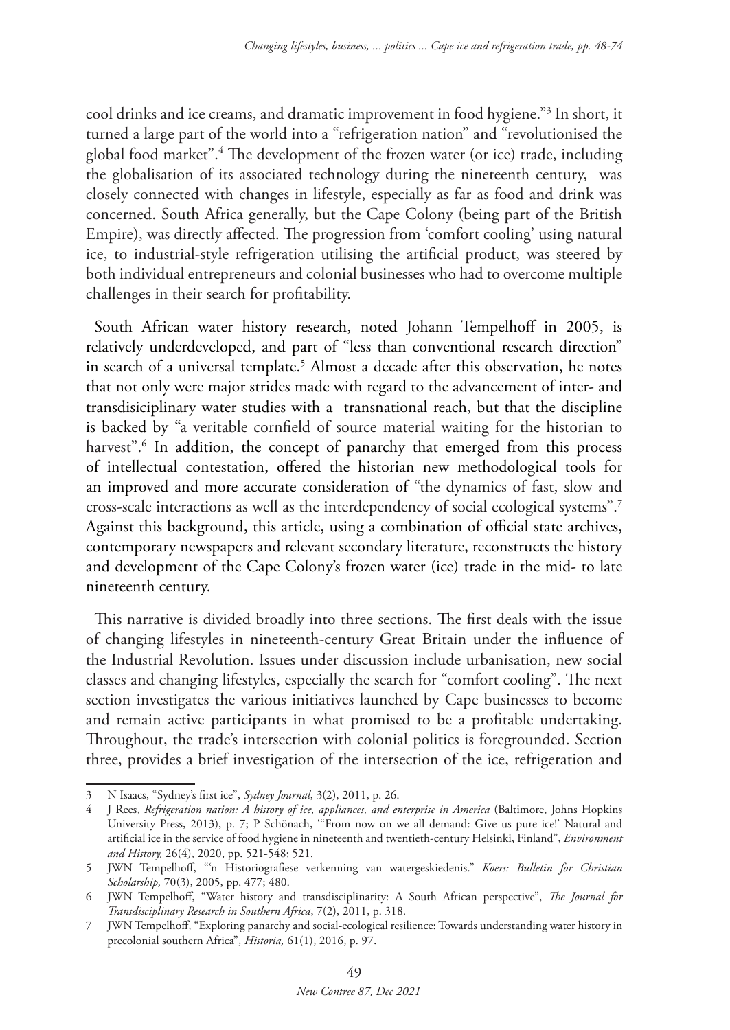cool drinks and ice creams, and dramatic improvement in food hygiene."[3] In short, it turned a large part of the world into a "refrigeration nation" and "revolutionised the global food market".[4] The development of the frozen water (or ice) trade, including the globalisation of its associated technology during the nineteenth century, was closely connected with changes in lifestyle, especially as far as food and drink was concerned. South Africa generally, but the Cape Colony (being part of the British Empire), was directly affected. The progression from 'comfort cooling' using natural ice, to industrial-style refrigeration utilising the artificial product, was steered by both individual entrepreneurs and colonial businesses who had to overcome multiple challenges in their search for profitability.

South African water history research, noted Johann Tempelhoff in 2005, is relatively underdeveloped, and part of "less than conventional research direction" in search of a universal template.[5] Almost a decade after this observation, he notes that not only were major strides made with regard to the advancement of inter- and transdisiciplinary water studies with a transnational reach, but that the discipline is backed by "a veritable cornfield of source material waiting for the historian to harvest".[6] In addition, the concept of panarchy that emerged from this process of intellectual contestation, offered the historian new methodological tools for an improved and more accurate consideration of "the dynamics of fast, slow and cross-scale interactions as well as the interdependency of social ecological systems".[7] Against this background, this article, using a combination of official state archives, contemporary newspapers and relevant secondary literature, reconstructs the history and development of the Cape Colony's frozen water (ice) trade in the mid- to late nineteenth century.

This narrative is divided broadly into three sections. The first deals with the issue of changing lifestyles in nineteenth-century Great Britain under the influence of the Industrial Revolution. Issues under discussion include urbanisation, new social classes and changing lifestyles, especially the search for "comfort cooling". The next section investigates the various initiatives launched by Cape businesses to become and remain active participants in what promised to be a profitable undertaking. Throughout, the trade's intersection with colonial politics is foregrounded. Section three, provides a brief investigation of the intersection of the ice, refrigeration and

---

3 N Isaacs, "Sydney's first ice", *Sydney Journal*, 3(2), 2011, p. 26.

4 J Rees, *Refrigeration nation: A history of ice, appliances, and enterprise in America* (Baltimore, Johns Hopkins University Press, 2013), p. 7; P Schönach, "'From now on we all demand: Give us pure ice!' Natural and artificial ice in the service of food hygiene in nineteenth and twentieth-century Helsinki, Finland", *Environment and History,* 26(4), 2020, pp. 521-548; 521.

5 JWN Tempelhoff, "'n Historiografiese verkenning van watergeskiedenis." *Koers: Bulletin for Christian Scholarship,* 70(3), 2005, pp. 477; 480.

6 JWN Tempelhoff, "Water history and transdisciplinarity: A South African perspective", *The Journal for Transdisciplinary Research in Southern Africa*, 7(2), 2011, p. 318.

7 JWN Tempelhoff, "Exploring panarchy and social-ecological resilience: Towards understanding water history in precolonial southern Africa", *Historia,* 61(1), 2016, p. 97.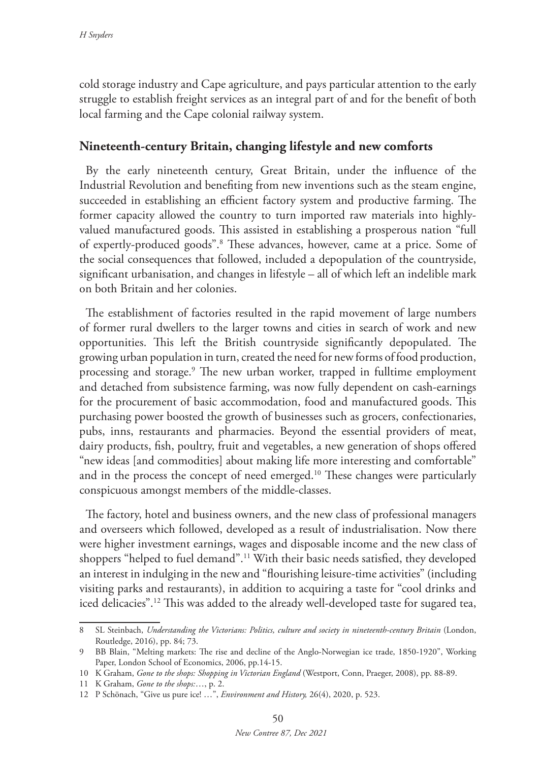cold storage industry and Cape agriculture, and pays particular attention to the early struggle to establish freight services as an integral part of and for the benefit of both local farming and the Cape colonial railway system.

## Nineteenth-century Britain, changing lifestyle and new comforts

By the early nineteenth century, Great Britain, under the influence of the Industrial Revolution and benefiting from new inventions such as the steam engine, succeeded in establishing an efficient factory system and productive farming. The former capacity allowed the country to turn imported raw materials into highly-valued manufactured goods. This assisted in establishing a prosperous nation "full of expertly-produced goods".[8] These advances, however, came at a price. Some of the social consequences that followed, included a depopulation of the countryside, significant urbanisation, and changes in lifestyle – all of which left an indelible mark on both Britain and her colonies.

The establishment of factories resulted in the rapid movement of large numbers of former rural dwellers to the larger towns and cities in search of work and new opportunities. This left the British countryside significantly depopulated. The growing urban population in turn, created the need for new forms of food production, processing and storage.[9] The new urban worker, trapped in fulltime employment and detached from subsistence farming, was now fully dependent on cash-earnings for the procurement of basic accommodation, food and manufactured goods. This purchasing power boosted the growth of businesses such as grocers, confectionaries, pubs, inns, restaurants and pharmacies. Beyond the essential providers of meat, dairy products, fish, poultry, fruit and vegetables, a new generation of shops offered "new ideas [and commodities] about making life more interesting and comfortable" and in the process the concept of need emerged.[10] These changes were particularly conspicuous amongst members of the middle-classes.

The factory, hotel and business owners, and the new class of professional managers and overseers which followed, developed as a result of industrialisation. Now there were higher investment earnings, wages and disposable income and the new class of shoppers "helped to fuel demand".[11] With their basic needs satisfied, they developed an interest in indulging in the new and "flourishing leisure-time activities" (including visiting parks and restaurants), in addition to acquiring a taste for "cool drinks and iced delicacies".[12] This was added to the already well-developed taste for sugared tea,

---

8 SL Steinbach, *Understanding the Victorians: Politics, culture and society in nineteenth-century Britain* (London, Routledge, 2016), pp. 84; 73.

9 BB Blain, "Melting markets: The rise and decline of the Anglo-Norwegian ice trade, 1850-1920", Working Paper, London School of Economics, 2006, pp.14-15.

10 K Graham, *Gone to the shops: Shopping in Victorian England* (Westport, Conn, Praeger, 2008), pp. 88-89.

11 K Graham, *Gone to the shops:*…, p. 2.

12 P Schönach, "Give us pure ice! …", *Environment and History,* 26(4), 2020, p. 523.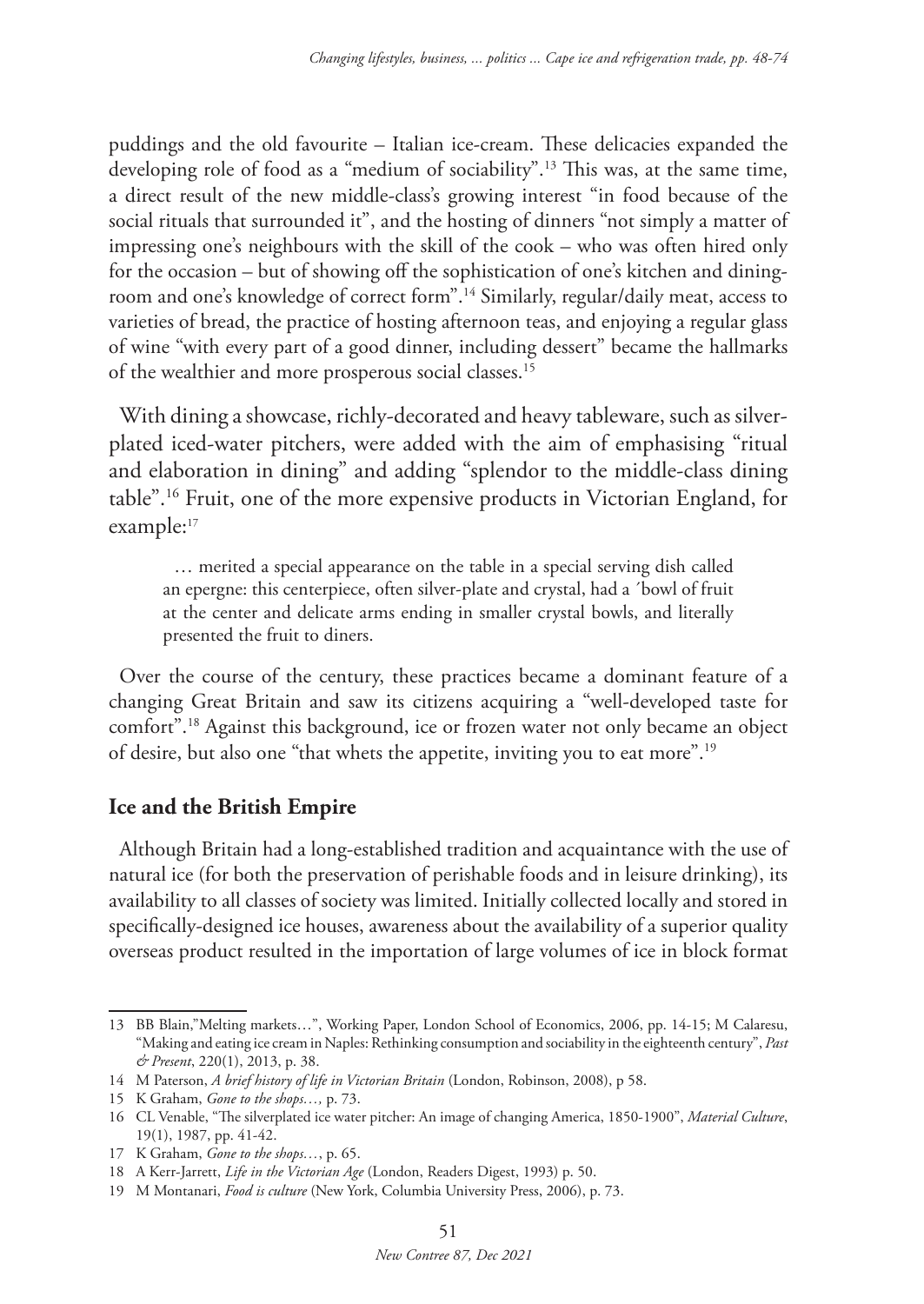puddings and the old favourite – Italian ice-cream. These delicacies expanded the developing role of food as a "medium of sociability".[13] This was, at the same time, a direct result of the new middle-class's growing interest "in food because of the social rituals that surrounded it", and the hosting of dinners "not simply a matter of impressing one's neighbours with the skill of the cook – who was often hired only for the occasion – but of showing off the sophistication of one's kitchen and dining-room and one's knowledge of correct form".[14] Similarly, regular/daily meat, access to varieties of bread, the practice of hosting afternoon teas, and enjoying a regular glass of wine "with every part of a good dinner, including dessert" became the hallmarks of the wealthier and more prosperous social classes.[15]

With dining a showcase, richly-decorated and heavy tableware, such as silver-plated iced-water pitchers, were added with the aim of emphasising "ritual and elaboration in dining" and adding "splendor to the middle-class dining table".[16] Fruit, one of the more expensive products in Victorian England, for example:[17]

> … merited a special appearance on the table in a special serving dish called an epergne: this centerpiece, often silver-plate and crystal, had a ´bowl of fruit at the center and delicate arms ending in smaller crystal bowls, and literally presented the fruit to diners.

Over the course of the century, these practices became a dominant feature of a changing Great Britain and saw its citizens acquiring a "well-developed taste for comfort".[18] Against this background, ice or frozen water not only became an object of desire, but also one "that whets the appetite, inviting you to eat more".[19]

## Ice and the British Empire

Although Britain had a long-established tradition and acquaintance with the use of natural ice (for both the preservation of perishable foods and in leisure drinking), its availability to all classes of society was limited. Initially collected locally and stored in specifically-designed ice houses, awareness about the availability of a superior quality overseas product resulted in the importation of large volumes of ice in block format

---

13 BB Blain,"Melting markets…", Working Paper, London School of Economics, 2006, pp. 14-15; M Calaresu, "Making and eating ice cream in Naples: Rethinking consumption and sociability in the eighteenth century", *Past & Present*, 220(1), 2013, p. 38.

14 M Paterson, *A brief history of life in Victorian Britain* (London, Robinson, 2008), p 58.

15 K Graham, *Gone to the shops…,* p. 73.

16 CL Venable, "The silverplated ice water pitcher: An image of changing America, 1850-1900", *Material Culture*, 19(1), 1987, pp. 41-42.

17 K Graham, *Gone to the shops…*, p. 65.

18 A Kerr-Jarrett, *Life in the Victorian Age* (London, Readers Digest, 1993) p. 50.

19 M Montanari, *Food is culture* (New York, Columbia University Press, 2006), p. 73.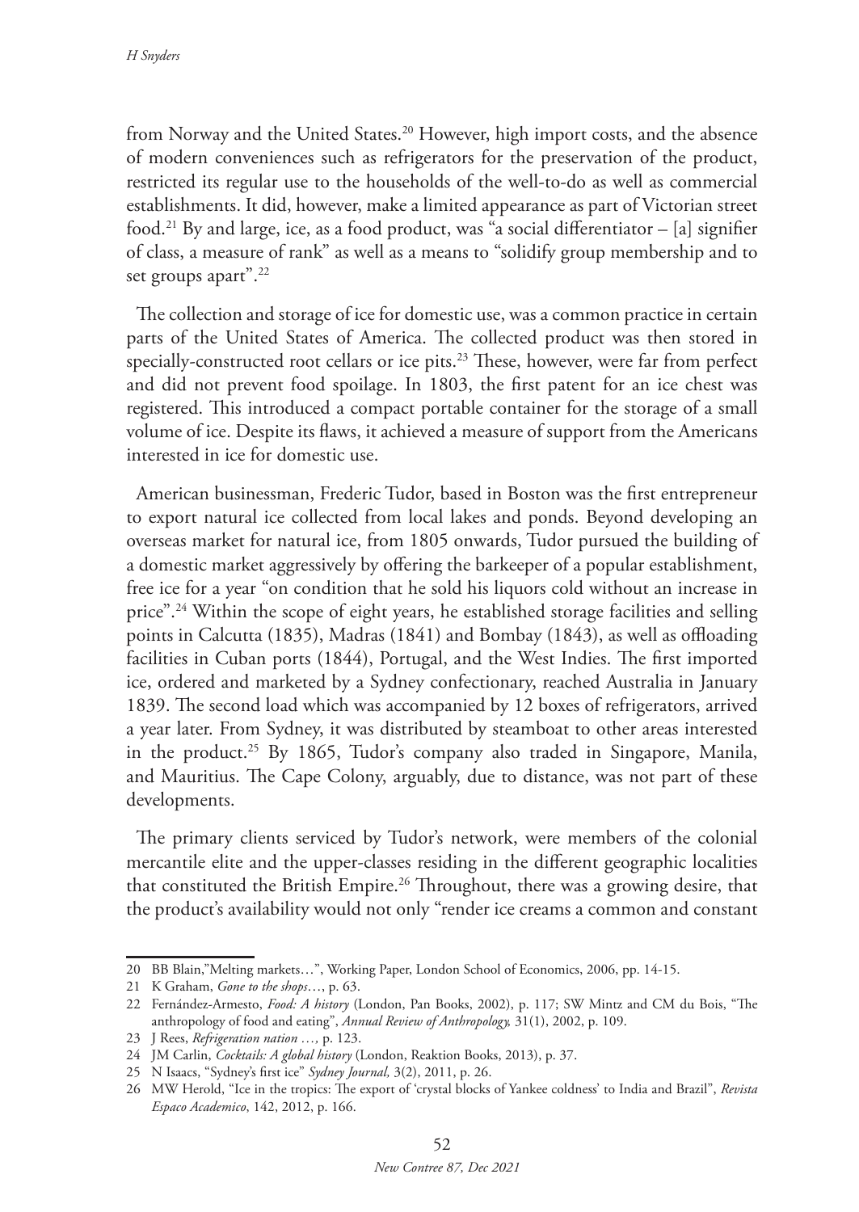from Norway and the United States.[20] However, high import costs, and the absence of modern conveniences such as refrigerators for the preservation of the product, restricted its regular use to the households of the well-to-do as well as commercial establishments. It did, however, make a limited appearance as part of Victorian street food.[21] By and large, ice, as a food product, was "a social differentiator – [a] signifier of class, a measure of rank" as well as a means to "solidify group membership and to set groups apart".[22]

The collection and storage of ice for domestic use, was a common practice in certain parts of the United States of America. The collected product was then stored in specially-constructed root cellars or ice pits.[23] These, however, were far from perfect and did not prevent food spoilage. In 1803, the first patent for an ice chest was registered. This introduced a compact portable container for the storage of a small volume of ice. Despite its flaws, it achieved a measure of support from the Americans interested in ice for domestic use.

American businessman, Frederic Tudor, based in Boston was the first entrepreneur to export natural ice collected from local lakes and ponds. Beyond developing an overseas market for natural ice, from 1805 onwards, Tudor pursued the building of a domestic market aggressively by offering the barkeeper of a popular establishment, free ice for a year "on condition that he sold his liquors cold without an increase in price".[24] Within the scope of eight years, he established storage facilities and selling points in Calcutta (1835), Madras (1841) and Bombay (1843), as well as offloading facilities in Cuban ports (1844), Portugal, and the West Indies. The first imported ice, ordered and marketed by a Sydney confectionary, reached Australia in January 1839. The second load which was accompanied by 12 boxes of refrigerators, arrived a year later. From Sydney, it was distributed by steamboat to other areas interested in the product.[25] By 1865, Tudor's company also traded in Singapore, Manila, and Mauritius. The Cape Colony, arguably, due to distance, was not part of these developments.

The primary clients serviced by Tudor's network, were members of the colonial mercantile elite and the upper-classes residing in the different geographic localities that constituted the British Empire.[26] Throughout, there was a growing desire, that the product's availability would not only "render ice creams a common and constant

---

20 BB Blain,"Melting markets…", Working Paper, London School of Economics, 2006, pp. 14-15.

21 K Graham, *Gone to the shops…*, p. 63.

22 Fernández-Armesto, *Food: A history* (London, Pan Books, 2002), p. 117; SW Mintz and CM du Bois, "The anthropology of food and eating", *Annual Review of Anthropology,* 31(1), 2002, p. 109.

23 J Rees, *Refrigeration nation …,* p. 123.

24 JM Carlin, *Cocktails: A global history* (London, Reaktion Books, 2013), p. 37.

25 N Isaacs, "Sydney's first ice" *Sydney Journal,* 3(2), 2011, p. 26.

26 MW Herold, "Ice in the tropics: The export of 'crystal blocks of Yankee coldness' to India and Brazil", *Revista Espaco Academico*, 142, 2012, p. 166.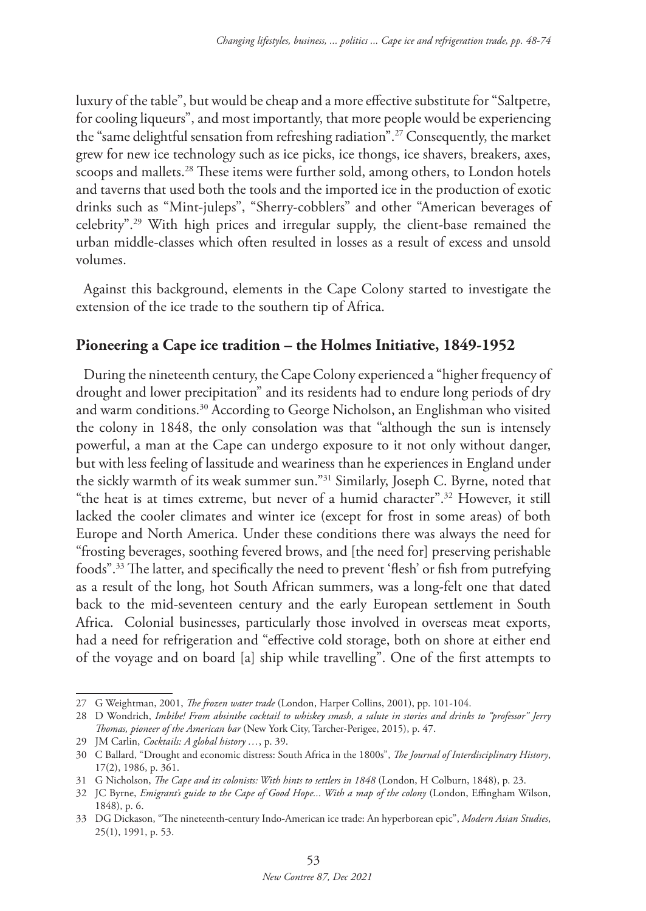luxury of the table", but would be cheap and a more effective substitute for "Saltpetre, for cooling liqueurs", and most importantly, that more people would be experiencing the "same delightful sensation from refreshing radiation".[27] Consequently, the market grew for new ice technology such as ice picks, ice thongs, ice shavers, breakers, axes, scoops and mallets.[28] These items were further sold, among others, to London hotels and taverns that used both the tools and the imported ice in the production of exotic drinks such as "Mint-juleps", "Sherry-cobblers" and other "American beverages of celebrity".[29] With high prices and irregular supply, the client-base remained the urban middle-classes which often resulted in losses as a result of excess and unsold volumes.

Against this background, elements in the Cape Colony started to investigate the extension of the ice trade to the southern tip of Africa.

## Pioneering a Cape ice tradition – the Holmes Initiative, 1849-1952

During the nineteenth century, the Cape Colony experienced a "higher frequency of drought and lower precipitation" and its residents had to endure long periods of dry and warm conditions.[30] According to George Nicholson, an Englishman who visited the colony in 1848, the only consolation was that "although the sun is intensely powerful, a man at the Cape can undergo exposure to it not only without danger, but with less feeling of lassitude and weariness than he experiences in England under the sickly warmth of its weak summer sun."[31] Similarly, Joseph C. Byrne, noted that "the heat is at times extreme, but never of a humid character".[32] However, it still lacked the cooler climates and winter ice (except for frost in some areas) of both Europe and North America. Under these conditions there was always the need for "frosting beverages, soothing fevered brows, and [the need for] preserving perishable foods".[33] The latter, and specifically the need to prevent 'flesh' or fish from putrefying as a result of the long, hot South African summers, was a long-felt one that dated back to the mid-seventeen century and the early European settlement in South Africa. Colonial businesses, particularly those involved in overseas meat exports, had a need for refrigeration and "effective cold storage, both on shore at either end of the voyage and on board [a] ship while travelling". One of the first attempts to

---

27 G Weightman, 2001, *The frozen water trade* (London, Harper Collins, 2001), pp. 101-104.

28 D Wondrich, *Imbibe! From absinthe cocktail to whiskey smash, a salute in stories and drinks to "professor" Jerry Thomas, pioneer of the American bar* (New York City, Tarcher-Perigee, 2015), p. 47.

29 JM Carlin, *Cocktails: A global history …*, p. 39.

30 C Ballard, "Drought and economic distress: South Africa in the 1800s", *The Journal of Interdisciplinary History*, 17(2), 1986, p. 361.

31 G Nicholson, *The Cape and its colonists: With hints to settlers in 1848* (London, H Colburn, 1848), p. 23.

32 JC Byrne, *Emigrant's guide to the Cape of Good Hope... With a map of the colony* (London, Effingham Wilson, 1848), p. 6.

33 DG Dickason, "The nineteenth-century Indo-American ice trade: An hyperborean epic", *Modern Asian Studies*, 25(1), 1991, p. 53.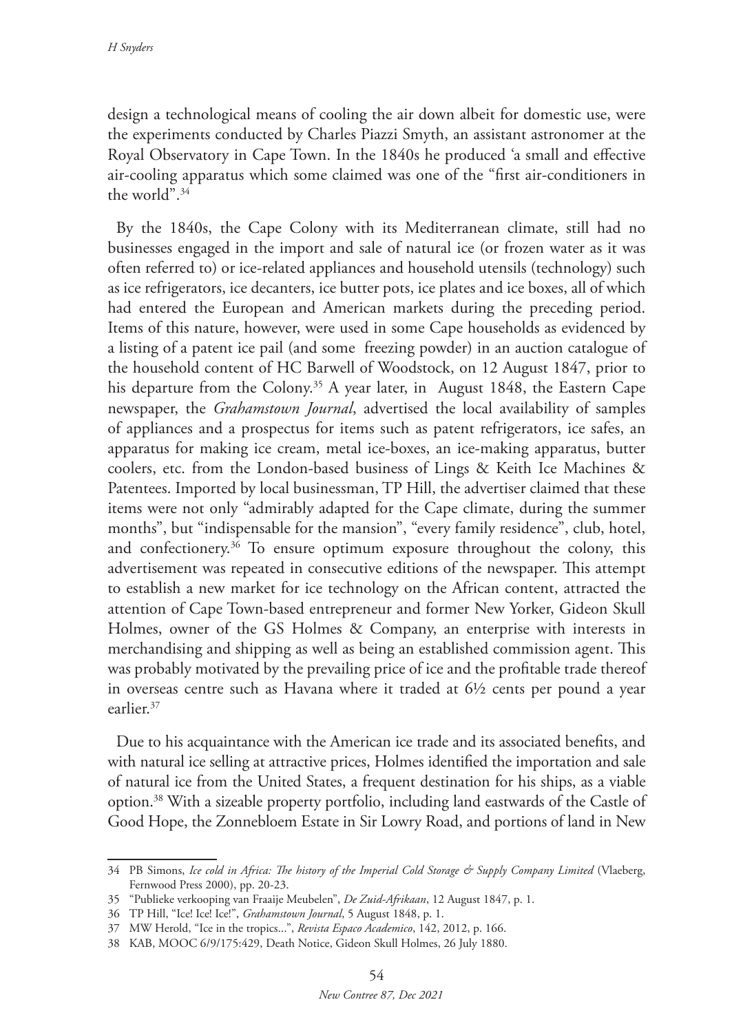design a technological means of cooling the air down albeit for domestic use, were the experiments conducted by Charles Piazzi Smyth, an assistant astronomer at the Royal Observatory in Cape Town. In the 1840s he produced 'a small and effective air-cooling apparatus which some claimed was one of the "first air-conditioners in the world".[34]

By the 1840s, the Cape Colony with its Mediterranean climate, still had no businesses engaged in the import and sale of natural ice (or frozen water as it was often referred to) or ice-related appliances and household utensils (technology) such as ice refrigerators, ice decanters, ice butter pots, ice plates and ice boxes, all of which had entered the European and American markets during the preceding period. Items of this nature, however, were used in some Cape households as evidenced by a listing of a patent ice pail (and some freezing powder) in an auction catalogue of the household content of HC Barwell of Woodstock, on 12 August 1847, prior to his departure from the Colony.[35] A year later, in August 1848, the Eastern Cape newspaper, the *Grahamstown Journal*, advertised the local availability of samples of appliances and a prospectus for items such as patent refrigerators, ice safes, an apparatus for making ice cream, metal ice-boxes, an ice-making apparatus, butter coolers, etc. from the London-based business of Lings & Keith Ice Machines & Patentees. Imported by local businessman, TP Hill, the advertiser claimed that these items were not only "admirably adapted for the Cape climate, during the summer months", but "indispensable for the mansion", "every family residence", club, hotel, and confectionery.[36] To ensure optimum exposure throughout the colony, this advertisement was repeated in consecutive editions of the newspaper. This attempt to establish a new market for ice technology on the African content, attracted the attention of Cape Town-based entrepreneur and former New Yorker, Gideon Skull Holmes, owner of the GS Holmes & Company, an enterprise with interests in merchandising and shipping as well as being an established commission agent. This was probably motivated by the prevailing price of ice and the profitable trade thereof in overseas centre such as Havana where it traded at 6½ cents per pound a year earlier.[37]

Due to his acquaintance with the American ice trade and its associated benefits, and with natural ice selling at attractive prices, Holmes identified the importation and sale of natural ice from the United States, a frequent destination for his ships, as a viable option.[38] With a sizeable property portfolio, including land eastwards of the Castle of Good Hope, the Zonnebloem Estate in Sir Lowry Road, and portions of land in New

---

34 PB Simons, *Ice cold in Africa: The history of the Imperial Cold Storage & Supply Company Limited* (Vlaeberg, Fernwood Press 2000), pp. 20-23.

35 "Publieke verkooping van Fraaije Meubelen", *De Zuid-Afrikaan*, 12 August 1847, p. 1.

36 TP Hill, "Ice! Ice! Ice!", *Grahamstown Journal*, 5 August 1848, p. 1.

37 MW Herold, "Ice in the tropics...", *Revista Espaco Academico*, 142, 2012, p. 166.

38 KAB, MOOC 6/9/175:429, Death Notice, Gideon Skull Holmes, 26 July 1880.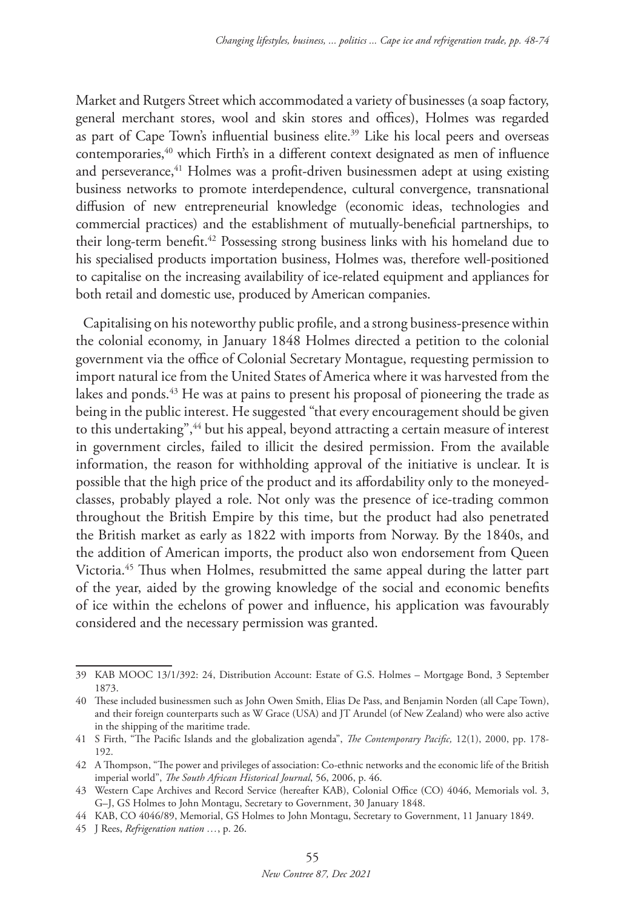Market and Rutgers Street which accommodated a variety of businesses (a soap factory, general merchant stores, wool and skin stores and offices), Holmes was regarded as part of Cape Town's influential business elite.[39] Like his local peers and overseas contemporaries,[40] which Firth's in a different context designated as men of influence and perseverance,[41] Holmes was a profit-driven businessmen adept at using existing business networks to promote interdependence, cultural convergence, transnational diffusion of new entrepreneurial knowledge (economic ideas, technologies and commercial practices) and the establishment of mutually-beneficial partnerships, to their long-term benefit.[42] Possessing strong business links with his homeland due to his specialised products importation business, Holmes was, therefore well-positioned to capitalise on the increasing availability of ice-related equipment and appliances for both retail and domestic use, produced by American companies.

Capitalising on his noteworthy public profile, and a strong business-presence within the colonial economy, in January 1848 Holmes directed a petition to the colonial government via the office of Colonial Secretary Montague, requesting permission to import natural ice from the United States of America where it was harvested from the lakes and ponds.[43] He was at pains to present his proposal of pioneering the trade as being in the public interest. He suggested "that every encouragement should be given to this undertaking",[44] but his appeal, beyond attracting a certain measure of interest in government circles, failed to illicit the desired permission. From the available information, the reason for withholding approval of the initiative is unclear. It is possible that the high price of the product and its affordability only to the moneyed-classes, probably played a role. Not only was the presence of ice-trading common throughout the British Empire by this time, but the product had also penetrated the British market as early as 1822 with imports from Norway. By the 1840s, and the addition of American imports, the product also won endorsement from Queen Victoria.[45] Thus when Holmes, resubmitted the same appeal during the latter part of the year, aided by the growing knowledge of the social and economic benefits of ice within the echelons of power and influence, his application was favourably considered and the necessary permission was granted.

---

39 KAB MOOC 13/1/392: 24, Distribution Account: Estate of G.S. Holmes – Mortgage Bond, 3 September 1873.

40 These included businessmen such as John Owen Smith, Elias De Pass, and Benjamin Norden (all Cape Town), and their foreign counterparts such as W Grace (USA) and JT Arundel (of New Zealand) who were also active in the shipping of the maritime trade.

41 S Firth, "The Pacific Islands and the globalization agenda", *The Contemporary Pacific,* 12(1), 2000, pp. 178-192.

42 A Thompson, "The power and privileges of association: Co-ethnic networks and the economic life of the British imperial world", *The South African Historical Journal*, 56, 2006, p. 46.

43 Western Cape Archives and Record Service (hereafter KAB), Colonial Office (CO) 4046, Memorials vol. 3, G–J, GS Holmes to John Montagu, Secretary to Government, 30 January 1848.

44 KAB, CO 4046/89, Memorial, GS Holmes to John Montagu, Secretary to Government, 11 January 1849.

45 J Rees, *Refrigeration nation …*, p. 26.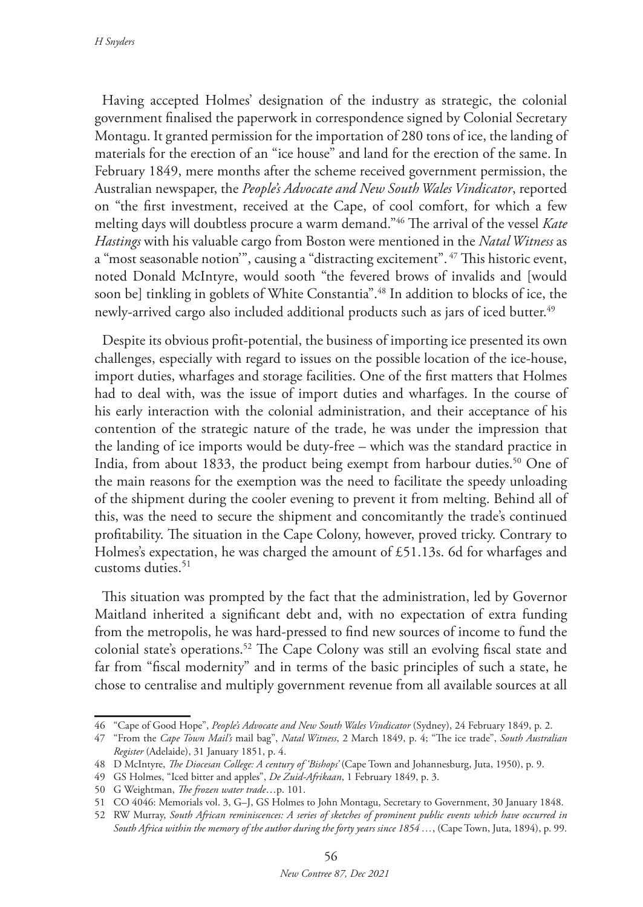Having accepted Holmes' designation of the industry as strategic, the colonial government finalised the paperwork in correspondence signed by Colonial Secretary Montagu. It granted permission for the importation of 280 tons of ice, the landing of materials for the erection of an "ice house" and land for the erection of the same. In February 1849, mere months after the scheme received government permission, the Australian newspaper, the *People's Advocate and New South Wales Vindicator*, reported on "the first investment, received at the Cape, of cool comfort, for which a few melting days will doubtless procure a warm demand."[46] The arrival of the vessel *Kate Hastings* with his valuable cargo from Boston were mentioned in the *Natal Witness* as a "most seasonable notion'", causing a "distracting excitement".[47] This historic event, noted Donald McIntyre, would sooth "the fevered brows of invalids and [would soon be] tinkling in goblets of White Constantia".[48] In addition to blocks of ice, the newly-arrived cargo also included additional products such as jars of iced butter.[49]

Despite its obvious profit-potential, the business of importing ice presented its own challenges, especially with regard to issues on the possible location of the ice-house, import duties, wharfages and storage facilities. One of the first matters that Holmes had to deal with, was the issue of import duties and wharfages. In the course of his early interaction with the colonial administration, and their acceptance of his contention of the strategic nature of the trade, he was under the impression that the landing of ice imports would be duty-free – which was the standard practice in India, from about 1833, the product being exempt from harbour duties.[50] One of the main reasons for the exemption was the need to facilitate the speedy unloading of the shipment during the cooler evening to prevent it from melting. Behind all of this, was the need to secure the shipment and concomitantly the trade's continued profitability. The situation in the Cape Colony, however, proved tricky. Contrary to Holmes's expectation, he was charged the amount of £51.13s. 6d for wharfages and customs duties.[51]

This situation was prompted by the fact that the administration, led by Governor Maitland inherited a significant debt and, with no expectation of extra funding from the metropolis, he was hard-pressed to find new sources of income to fund the colonial state's operations.[52] The Cape Colony was still an evolving fiscal state and far from "fiscal modernity" and in terms of the basic principles of such a state, he chose to centralise and multiply government revenue from all available sources at all

---

46 "Cape of Good Hope", *People's Advocate and New South Wales Vindicator* (Sydney), 24 February 1849, p. 2.

47 "From the *Cape Town Mail's* mail bag", *Natal Witness*, 2 March 1849, p. 4; "The ice trade", *South Australian Register* (Adelaide), 31 January 1851, p. 4.

48 D McIntyre, *The Diocesan College: A century of 'Bishops'* (Cape Town and Johannesburg, Juta, 1950), p. 9.

49 GS Holmes, "Iced bitter and apples", *De Zuid-Afrikaan*, 1 February 1849, p. 3.

50 G Weightman, *The frozen water trade*…p. 101.

51 CO 4046: Memorials vol. 3, G–J, GS Holmes to John Montagu, Secretary to Government, 30 January 1848.

52 RW Murray, *South African reminiscences: A series of sketches of prominent public events which have occurred in South Africa within the memory of the author during the forty years since 1854 …*, (Cape Town, Juta, 1894), p. 99.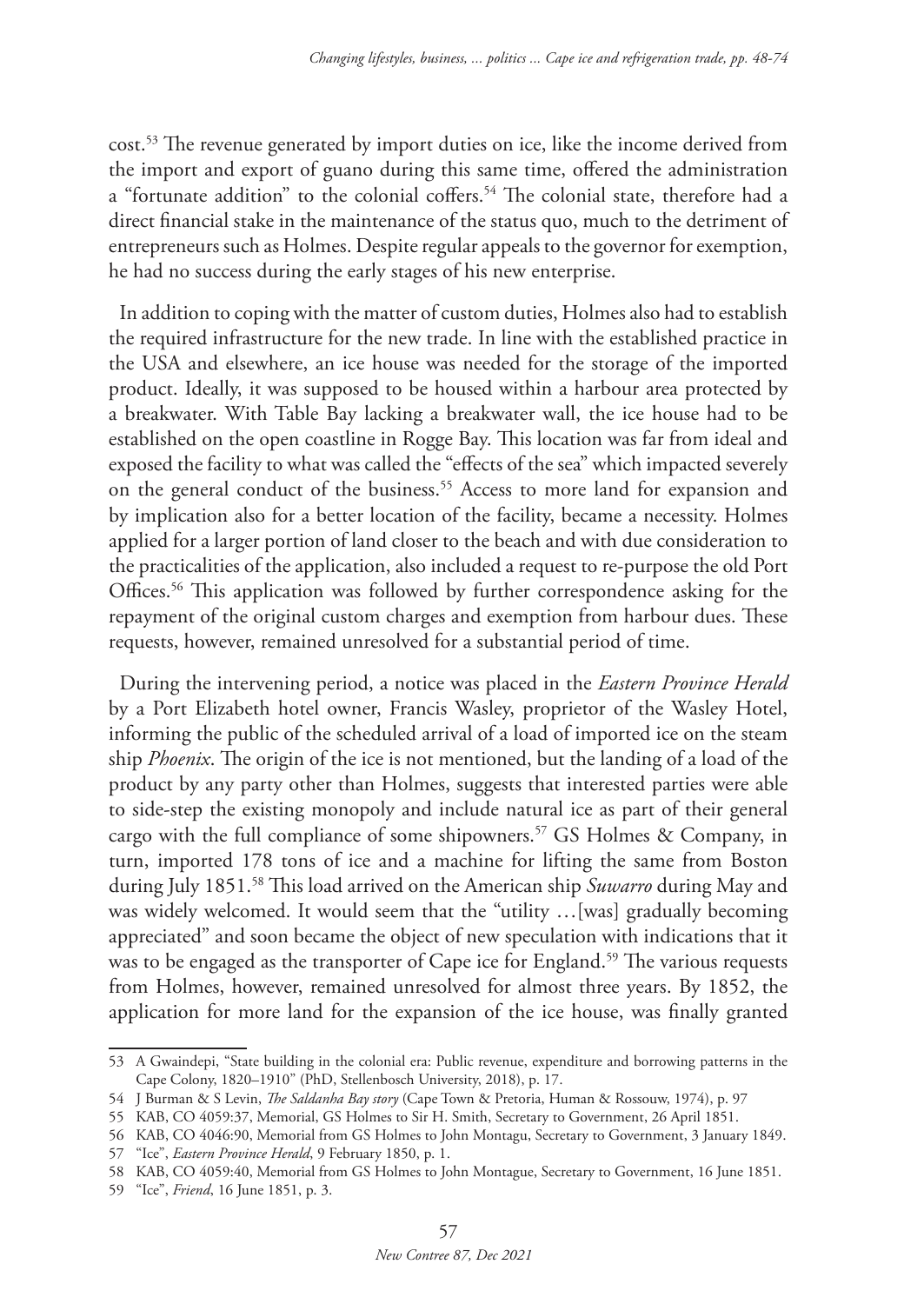cost.[53] The revenue generated by import duties on ice, like the income derived from the import and export of guano during this same time, offered the administration a "fortunate addition" to the colonial coffers.[54] The colonial state, therefore had a direct financial stake in the maintenance of the status quo, much to the detriment of entrepreneurs such as Holmes. Despite regular appeals to the governor for exemption, he had no success during the early stages of his new enterprise.

In addition to coping with the matter of custom duties, Holmes also had to establish the required infrastructure for the new trade. In line with the established practice in the USA and elsewhere, an ice house was needed for the storage of the imported product. Ideally, it was supposed to be housed within a harbour area protected by a breakwater. With Table Bay lacking a breakwater wall, the ice house had to be established on the open coastline in Rogge Bay. This location was far from ideal and exposed the facility to what was called the "effects of the sea" which impacted severely on the general conduct of the business.[55] Access to more land for expansion and by implication also for a better location of the facility, became a necessity. Holmes applied for a larger portion of land closer to the beach and with due consideration to the practicalities of the application, also included a request to re-purpose the old Port Offices.[56] This application was followed by further correspondence asking for the repayment of the original custom charges and exemption from harbour dues. These requests, however, remained unresolved for a substantial period of time.

During the intervening period, a notice was placed in the *Eastern Province Herald* by a Port Elizabeth hotel owner, Francis Wasley, proprietor of the Wasley Hotel, informing the public of the scheduled arrival of a load of imported ice on the steam ship *Phoenix*. The origin of the ice is not mentioned, but the landing of a load of the product by any party other than Holmes, suggests that interested parties were able to side-step the existing monopoly and include natural ice as part of their general cargo with the full compliance of some shipowners.[57] GS Holmes & Company, in turn, imported 178 tons of ice and a machine for lifting the same from Boston during July 1851.[58] This load arrived on the American ship *Suwarro* during May and was widely welcomed. It would seem that the "utility …[was] gradually becoming appreciated" and soon became the object of new speculation with indications that it was to be engaged as the transporter of Cape ice for England.[59] The various requests from Holmes, however, remained unresolved for almost three years. By 1852, the application for more land for the expansion of the ice house, was finally granted

53 A Gwaindepi, "State building in the colonial era: Public revenue, expenditure and borrowing patterns in the Cape Colony, 1820–1910" (PhD, Stellenbosch University, 2018), p. 17.

54 J Burman & S Levin, *The Saldanha Bay story* (Cape Town & Pretoria, Human & Rossouw, 1974), p. 97

55 KAB, CO 4059:37, Memorial, GS Holmes to Sir H. Smith, Secretary to Government, 26 April 1851.

56 KAB, CO 4046:90, Memorial from GS Holmes to John Montagu, Secretary to Government, 3 January 1849.

57 "Ice", *Eastern Province Herald*, 9 February 1850, p. 1.

58 KAB, CO 4059:40, Memorial from GS Holmes to John Montague, Secretary to Government, 16 June 1851.

59 "Ice", *Friend*, 16 June 1851, p. 3.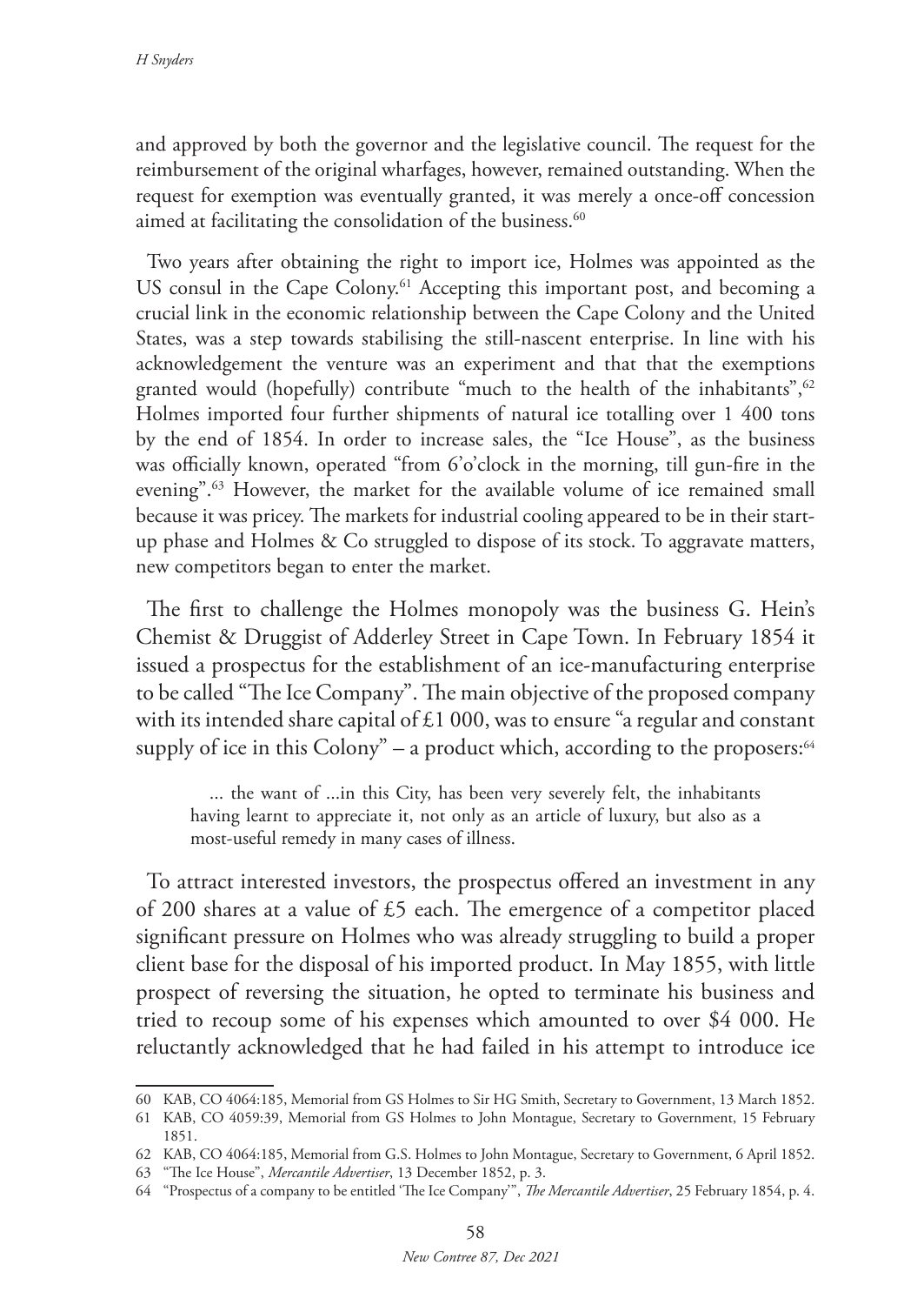and approved by both the governor and the legislative council. The request for the reimbursement of the original wharfages, however, remained outstanding. When the request for exemption was eventually granted, it was merely a once-off concession aimed at facilitating the consolidation of the business.[60]

Two years after obtaining the right to import ice, Holmes was appointed as the US consul in the Cape Colony.[61] Accepting this important post, and becoming a crucial link in the economic relationship between the Cape Colony and the United States, was a step towards stabilising the still-nascent enterprise. In line with his acknowledgement the venture was an experiment and that that the exemptions granted would (hopefully) contribute "much to the health of the inhabitants",[62] Holmes imported four further shipments of natural ice totalling over 1 400 tons by the end of 1854. In order to increase sales, the "Ice House", as the business was officially known, operated "from 6'o'clock in the morning, till gun-fire in the evening".[63] However, the market for the available volume of ice remained small because it was pricey. The markets for industrial cooling appeared to be in their start-up phase and Holmes & Co struggled to dispose of its stock. To aggravate matters, new competitors began to enter the market.

The first to challenge the Holmes monopoly was the business G. Hein's Chemist & Druggist of Adderley Street in Cape Town. In February 1854 it issued a prospectus for the establishment of an ice-manufacturing enterprise to be called "The Ice Company". The main objective of the proposed company with its intended share capital of £1 000, was to ensure "a regular and constant supply of ice in this Colony" – a product which, according to the proposers:[64]

> ... the want of ...in this City, has been very severely felt, the inhabitants having learnt to appreciate it, not only as an article of luxury, but also as a most-useful remedy in many cases of illness.

To attract interested investors, the prospectus offered an investment in any of 200 shares at a value of £5 each. The emergence of a competitor placed significant pressure on Holmes who was already struggling to build a proper client base for the disposal of his imported product. In May 1855, with little prospect of reversing the situation, he opted to terminate his business and tried to recoup some of his expenses which amounted to over $4 000. He reluctantly acknowledged that he had failed in his attempt to introduce ice

---

60 KAB, CO 4064:185, Memorial from GS Holmes to Sir HG Smith, Secretary to Government, 13 March 1852.

61 KAB, CO 4059:39, Memorial from GS Holmes to John Montague, Secretary to Government, 15 February 1851.

62 KAB, CO 4064:185, Memorial from G.S. Holmes to John Montague, Secretary to Government, 6 April 1852.

63 "The Ice House", *Mercantile Advertiser*, 13 December 1852, p. 3.

64 "Prospectus of a company to be entitled 'The Ice Company'", *The Mercantile Advertiser*, 25 February 1854, p. 4.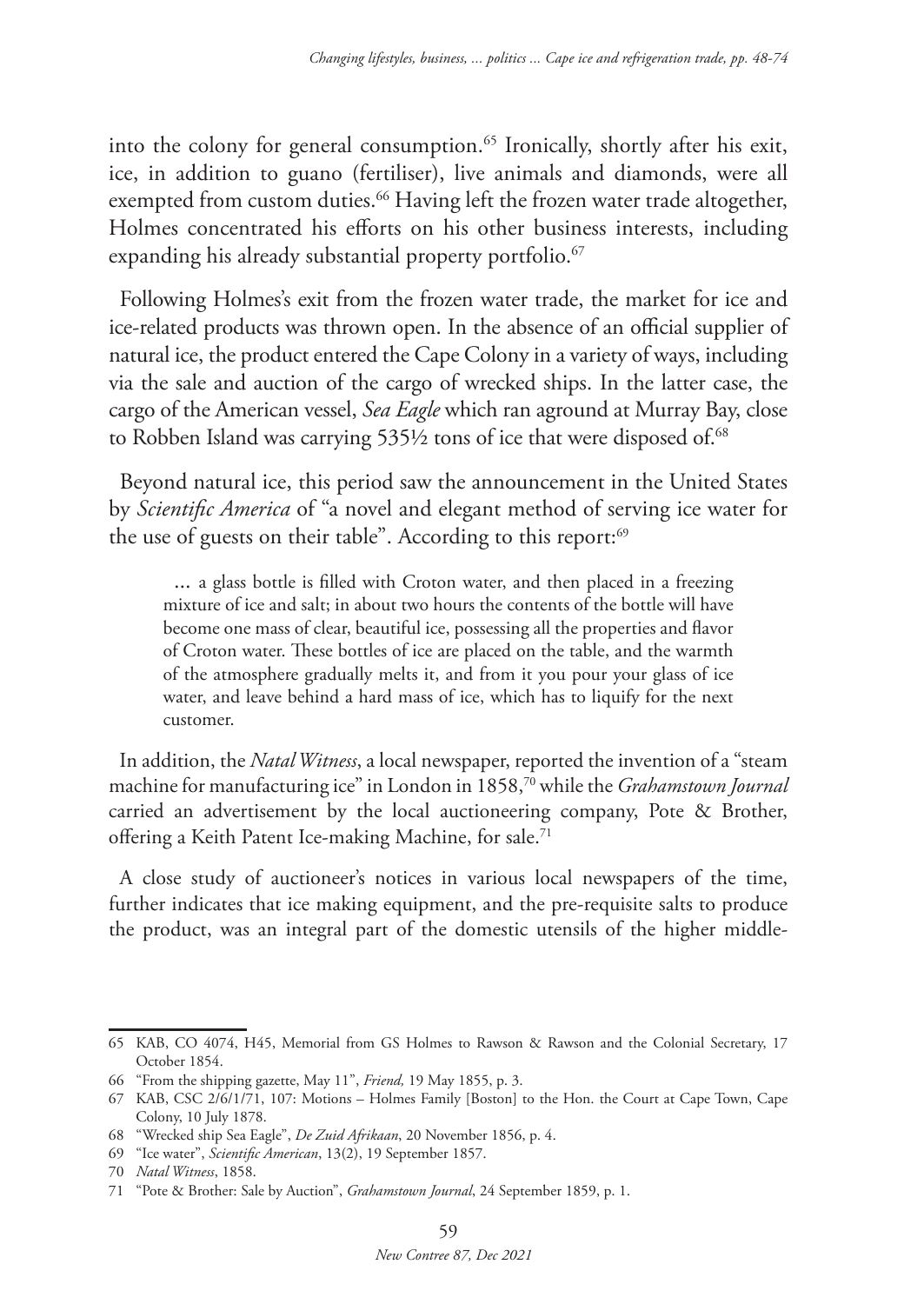into the colony for general consumption.[65] Ironically, shortly after his exit, ice, in addition to guano (fertiliser), live animals and diamonds, were all exempted from custom duties.[66] Having left the frozen water trade altogether, Holmes concentrated his efforts on his other business interests, including expanding his already substantial property portfolio.[67]

Following Holmes's exit from the frozen water trade, the market for ice and ice-related products was thrown open. In the absence of an official supplier of natural ice, the product entered the Cape Colony in a variety of ways, including via the sale and auction of the cargo of wrecked ships. In the latter case, the cargo of the American vessel, *Sea Eagle* which ran aground at Murray Bay, close to Robben Island was carrying 535½ tons of ice that were disposed of.[68]

Beyond natural ice, this period saw the announcement in the United States by *Scientific America* of "a novel and elegant method of serving ice water for the use of guests on their table". According to this report:[69]

> ... a glass bottle is filled with Croton water, and then placed in a freezing mixture of ice and salt; in about two hours the contents of the bottle will have become one mass of clear, beautiful ice, possessing all the properties and flavor of Croton water. These bottles of ice are placed on the table, and the warmth of the atmosphere gradually melts it, and from it you pour your glass of ice water, and leave behind a hard mass of ice, which has to liquify for the next customer.

In addition, the *Natal Witness*, a local newspaper, reported the invention of a "steam machine for manufacturing ice" in London in 1858,[70] while the *Grahamstown Journal* carried an advertisement by the local auctioneering company, Pote & Brother, offering a Keith Patent Ice-making Machine, for sale.[71]

A close study of auctioneer's notices in various local newspapers of the time, further indicates that ice making equipment, and the pre-requisite salts to produce the product, was an integral part of the domestic utensils of the higher middle-

---

65 KAB, CO 4074, H45, Memorial from GS Holmes to Rawson & Rawson and the Colonial Secretary, 17 October 1854.

66 "From the shipping gazette, May 11", *Friend,* 19 May 1855, p. 3.

67 KAB, CSC 2/6/1/71, 107: Motions – Holmes Family [Boston] to the Hon. the Court at Cape Town, Cape Colony, 10 July 1878.

68 "Wrecked ship Sea Eagle", *De Zuid Afrikaan*, 20 November 1856, p. 4.

69 "Ice water", *Scientific American*, 13(2), 19 September 1857.

70 *Natal Witness*, 1858.

71 "Pote & Brother: Sale by Auction", *Grahamstown Journal*, 24 September 1859, p. 1.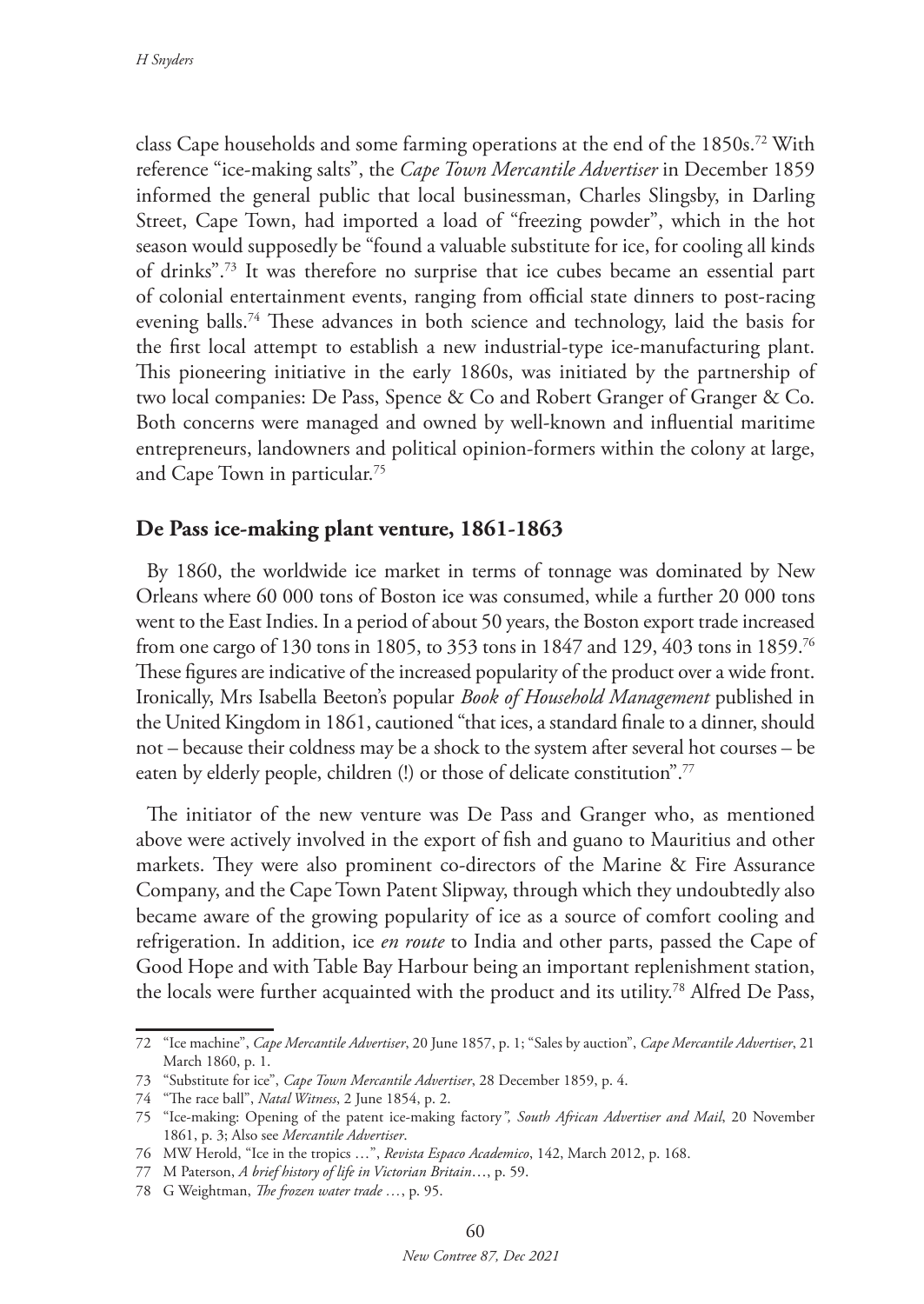class Cape households and some farming operations at the end of the 1850s.[72] With reference "ice-making salts", the *Cape Town Mercantile Advertiser* in December 1859 informed the general public that local businessman, Charles Slingsby, in Darling Street, Cape Town, had imported a load of "freezing powder", which in the hot season would supposedly be "found a valuable substitute for ice, for cooling all kinds of drinks".[73] It was therefore no surprise that ice cubes became an essential part of colonial entertainment events, ranging from official state dinners to post-racing evening balls.[74] These advances in both science and technology, laid the basis for the first local attempt to establish a new industrial-type ice-manufacturing plant. This pioneering initiative in the early 1860s, was initiated by the partnership of two local companies: De Pass, Spence & Co and Robert Granger of Granger & Co. Both concerns were managed and owned by well-known and influential maritime entrepreneurs, landowners and political opinion-formers within the colony at large, and Cape Town in particular.[75]

## De Pass ice-making plant venture, 1861-1863

By 1860, the worldwide ice market in terms of tonnage was dominated by New Orleans where 60 000 tons of Boston ice was consumed, while a further 20 000 tons went to the East Indies. In a period of about 50 years, the Boston export trade increased from one cargo of 130 tons in 1805, to 353 tons in 1847 and 129, 403 tons in 1859.[76] These figures are indicative of the increased popularity of the product over a wide front. Ironically, Mrs Isabella Beeton's popular *Book of Household Management* published in the United Kingdom in 1861, cautioned "that ices, a standard finale to a dinner, should not – because their coldness may be a shock to the system after several hot courses – be eaten by elderly people, children (!) or those of delicate constitution".[77]

The initiator of the new venture was De Pass and Granger who, as mentioned above were actively involved in the export of fish and guano to Mauritius and other markets. They were also prominent co-directors of the Marine & Fire Assurance Company, and the Cape Town Patent Slipway, through which they undoubtedly also became aware of the growing popularity of ice as a source of comfort cooling and refrigeration. In addition, ice *en route* to India and other parts, passed the Cape of Good Hope and with Table Bay Harbour being an important replenishment station, the locals were further acquainted with the product and its utility.[78] Alfred De Pass,

---

72 "Ice machine", *Cape Mercantile Advertiser*, 20 June 1857, p. 1; "Sales by auction", *Cape Mercantile Advertiser*, 21 March 1860, p. 1.

73 "Substitute for ice", *Cape Town Mercantile Advertiser*, 28 December 1859, p. 4.

74 "The race ball", *Natal Witness*, 2 June 1854, p. 2.

75 "Ice-making: Opening of the patent ice-making factory*", South African Advertiser and Mail*, 20 November 1861, p. 3; Also see *Mercantile Advertiser*.

76 MW Herold, "Ice in the tropics …", *Revista Espaco Academico*, 142, March 2012, p. 168.

77 M Paterson, *A brief history of life in Victorian Britain*…, p. 59.

78 G Weightman, *The frozen water trade* …, p. 95.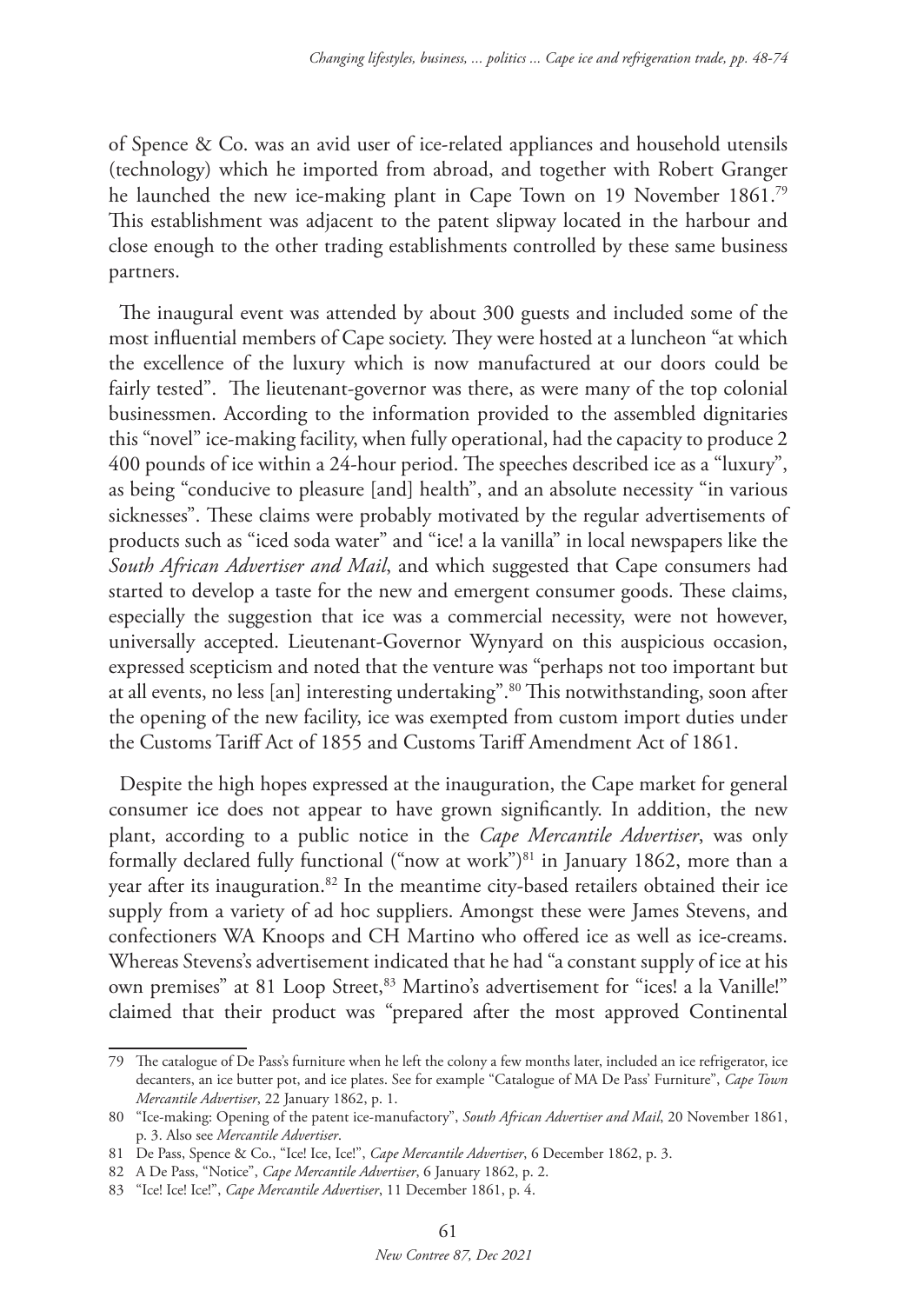of Spence & Co. was an avid user of ice-related appliances and household utensils (technology) which he imported from abroad, and together with Robert Granger he launched the new ice-making plant in Cape Town on 19 November 1861.[79] This establishment was adjacent to the patent slipway located in the harbour and close enough to the other trading establishments controlled by these same business partners.

The inaugural event was attended by about 300 guests and included some of the most influential members of Cape society. They were hosted at a luncheon "at which the excellence of the luxury which is now manufactured at our doors could be fairly tested". The lieutenant-governor was there, as were many of the top colonial businessmen. According to the information provided to the assembled dignitaries this "novel" ice-making facility, when fully operational, had the capacity to produce 2 400 pounds of ice within a 24-hour period. The speeches described ice as a "luxury", as being "conducive to pleasure [and] health", and an absolute necessity "in various sicknesses". These claims were probably motivated by the regular advertisements of products such as "iced soda water" and "ice! a la vanilla" in local newspapers like the *South African Advertiser and Mail*, and which suggested that Cape consumers had started to develop a taste for the new and emergent consumer goods. These claims, especially the suggestion that ice was a commercial necessity, were not however, universally accepted. Lieutenant-Governor Wynyard on this auspicious occasion, expressed scepticism and noted that the venture was "perhaps not too important but at all events, no less [an] interesting undertaking".[80] This notwithstanding, soon after the opening of the new facility, ice was exempted from custom import duties under the Customs Tariff Act of 1855 and Customs Tariff Amendment Act of 1861.

Despite the high hopes expressed at the inauguration, the Cape market for general consumer ice does not appear to have grown significantly. In addition, the new plant, according to a public notice in the *Cape Mercantile Advertiser*, was only formally declared fully functional ("now at work")[81] in January 1862, more than a year after its inauguration.[82] In the meantime city-based retailers obtained their ice supply from a variety of ad hoc suppliers. Amongst these were James Stevens, and confectioners WA Knoops and CH Martino who offered ice as well as ice-creams. Whereas Stevens's advertisement indicated that he had "a constant supply of ice at his own premises" at 81 Loop Street,[83] Martino's advertisement for "ices! a la Vanille!" claimed that their product was "prepared after the most approved Continental

---

79 The catalogue of De Pass's furniture when he left the colony a few months later, included an ice refrigerator, ice decanters, an ice butter pot, and ice plates. See for example "Catalogue of MA De Pass' Furniture", *Cape Town Mercantile Advertiser*, 22 January 1862, p. 1.

80 "Ice-making: Opening of the patent ice-manufactory", *South African Advertiser and Mail*, 20 November 1861, p. 3. Also see *Mercantile Advertiser*.

81 De Pass, Spence & Co., "Ice! Ice, Ice!", *Cape Mercantile Advertiser*, 6 December 1862, p. 3.

82 A De Pass, "Notice", *Cape Mercantile Advertiser*, 6 January 1862, p. 2.

83 "Ice! Ice! Ice!", *Cape Mercantile Advertiser*, 11 December 1861, p. 4.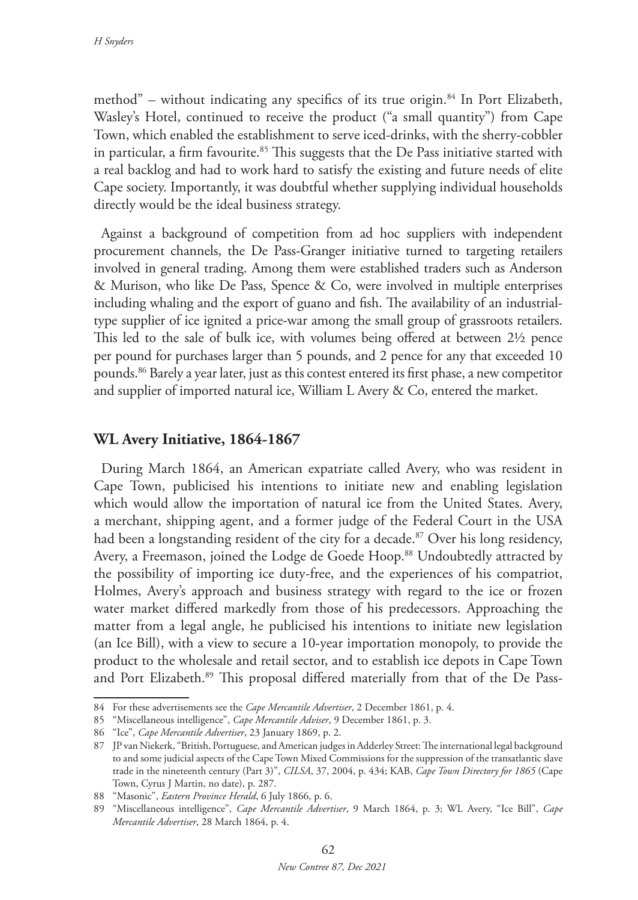method" – without indicating any specifics of its true origin.[84] In Port Elizabeth, Wasley's Hotel, continued to receive the product ("a small quantity") from Cape Town, which enabled the establishment to serve iced-drinks, with the sherry-cobbler in particular, a firm favourite.[85] This suggests that the De Pass initiative started with a real backlog and had to work hard to satisfy the existing and future needs of elite Cape society. Importantly, it was doubtful whether supplying individual households directly would be the ideal business strategy.

Against a background of competition from ad hoc suppliers with independent procurement channels, the De Pass-Granger initiative turned to targeting retailers involved in general trading. Among them were established traders such as Anderson & Murison, who like De Pass, Spence & Co, were involved in multiple enterprises including whaling and the export of guano and fish. The availability of an industrial-type supplier of ice ignited a price-war among the small group of grassroots retailers. This led to the sale of bulk ice, with volumes being offered at between 2½ pence per pound for purchases larger than 5 pounds, and 2 pence for any that exceeded 10 pounds.[86] Barely a year later, just as this contest entered its first phase, a new competitor and supplier of imported natural ice, William L Avery & Co, entered the market.

## WL Avery Initiative, 1864-1867

During March 1864, an American expatriate called Avery, who was resident in Cape Town, publicised his intentions to initiate new and enabling legislation which would allow the importation of natural ice from the United States. Avery, a merchant, shipping agent, and a former judge of the Federal Court in the USA had been a longstanding resident of the city for a decade.[87] Over his long residency, Avery, a Freemason, joined the Lodge de Goede Hoop.[88] Undoubtedly attracted by the possibility of importing ice duty-free, and the experiences of his compatriot, Holmes, Avery's approach and business strategy with regard to the ice or frozen water market differed markedly from those of his predecessors. Approaching the matter from a legal angle, he publicised his intentions to initiate new legislation (an Ice Bill), with a view to secure a 10-year importation monopoly, to provide the product to the wholesale and retail sector, and to establish ice depots in Cape Town and Port Elizabeth.[89] This proposal differed materially from that of the De Pass-

---

84 For these advertisements see the *Cape Mercantile Advertiser*, 2 December 1861, p. 4.

85 "Miscellaneous intelligence", *Cape Mercantile Adviser*, 9 December 1861, p. 3.

86 "Ice", *Cape Mercantile Advertiser*, 23 January 1869, p. 2.

87 JP van Niekerk, "British, Portuguese, and American judges in Adderley Street: The international legal background to and some judicial aspects of the Cape Town Mixed Commissions for the suppression of the transatlantic slave trade in the nineteenth century (Part 3)", *CILSA*, 37, 2004, p. 434; KAB, *Cape Town Directory for 1865* (Cape Town, Cyrus J Martin, no date), p. 287.

88 "Masonic", *Eastern Province Herald*, 6 July 1866, p. 6.

89 "Miscellaneous intelligence", *Cape Mercantile Advertiser*, 9 March 1864, p. 3; WL Avery, "Ice Bill", *Cape Mercantile Advertiser*, 28 March 1864, p. 4.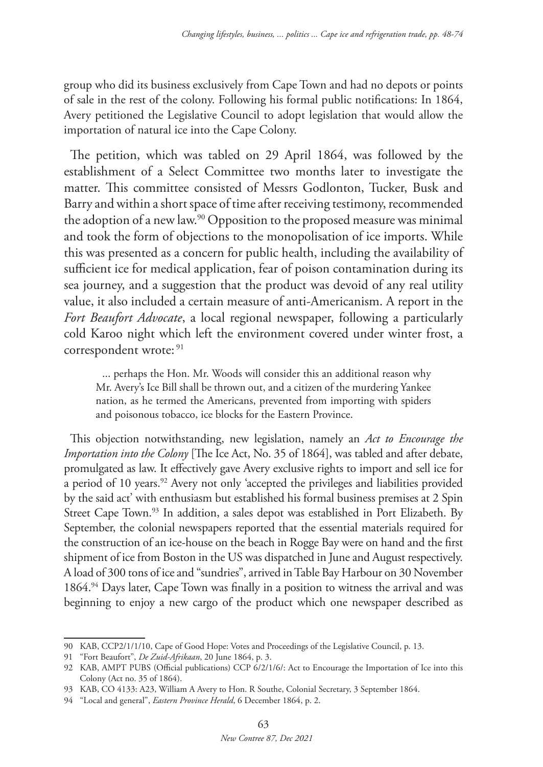group who did its business exclusively from Cape Town and had no depots or points of sale in the rest of the colony. Following his formal public notifications: In 1864, Avery petitioned the Legislative Council to adopt legislation that would allow the importation of natural ice into the Cape Colony.

The petition, which was tabled on 29 April 1864, was followed by the establishment of a Select Committee two months later to investigate the matter. This committee consisted of Messrs Godlonton, Tucker, Busk and Barry and within a short space of time after receiving testimony, recommended the adoption of a new law.[90] Opposition to the proposed measure was minimal and took the form of objections to the monopolisation of ice imports. While this was presented as a concern for public health, including the availability of sufficient ice for medical application, fear of poison contamination during its sea journey, and a suggestion that the product was devoid of any real utility value, it also included a certain measure of anti-Americanism. A report in the *Fort Beaufort Advocate*, a local regional newspaper, following a particularly cold Karoo night which left the environment covered under winter frost, a correspondent wrote: [91]

> ... perhaps the Hon. Mr. Woods will consider this an additional reason why Mr. Avery's Ice Bill shall be thrown out, and a citizen of the murdering Yankee nation, as he termed the Americans, prevented from importing with spiders and poisonous tobacco, ice blocks for the Eastern Province.

This objection notwithstanding, new legislation, namely an *Act to Encourage the Importation into the Colony* [The Ice Act, No. 35 of 1864], was tabled and after debate, promulgated as law. It effectively gave Avery exclusive rights to import and sell ice for a period of 10 years.[92] Avery not only 'accepted the privileges and liabilities provided by the said act' with enthusiasm but established his formal business premises at 2 Spin Street Cape Town.[93] In addition, a sales depot was established in Port Elizabeth. By September, the colonial newspapers reported that the essential materials required for the construction of an ice-house on the beach in Rogge Bay were on hand and the first shipment of ice from Boston in the US was dispatched in June and August respectively. A load of 300 tons of ice and "sundries", arrived in Table Bay Harbour on 30 November 1864.[94] Days later, Cape Town was finally in a position to witness the arrival and was beginning to enjoy a new cargo of the product which one newspaper described as

---

90 KAB, CCP2/1/1/10, Cape of Good Hope: Votes and Proceedings of the Legislative Council, p. 13.

91 "Fort Beaufort", *De Zuid-Afrikaan*, 20 June 1864, p. 3.

92 KAB, AMPT PUBS (Official publications) CCP 6/2/1/6/: Act to Encourage the Importation of Ice into this Colony (Act no. 35 of 1864).

93 KAB, CO 4133: A23, William A Avery to Hon. R Southe, Colonial Secretary, 3 September 1864.

94 "Local and general", *Eastern Province Herald*, 6 December 1864, p. 2.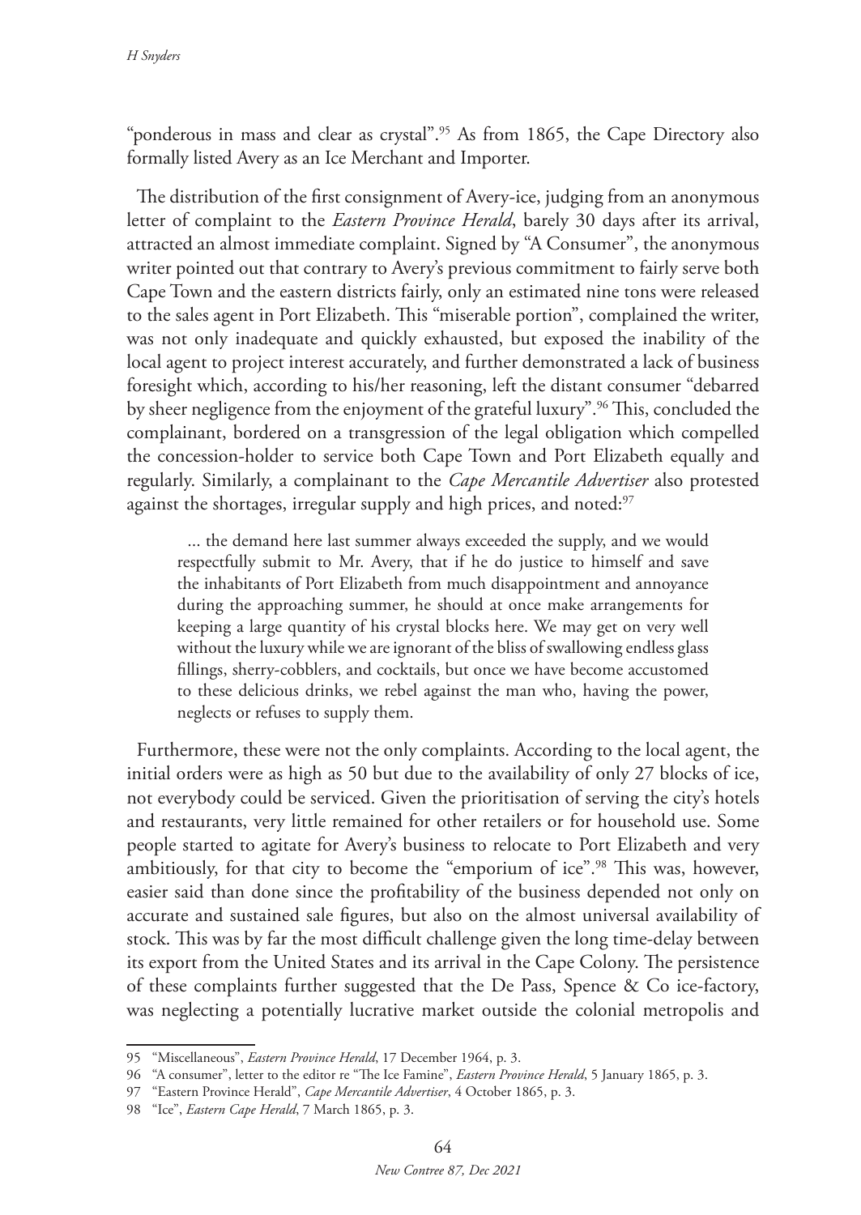"ponderous in mass and clear as crystal".[95] As from 1865, the Cape Directory also formally listed Avery as an Ice Merchant and Importer.

The distribution of the first consignment of Avery-ice, judging from an anonymous letter of complaint to the *Eastern Province Herald*, barely 30 days after its arrival, attracted an almost immediate complaint. Signed by "A Consumer", the anonymous writer pointed out that contrary to Avery's previous commitment to fairly serve both Cape Town and the eastern districts fairly, only an estimated nine tons were released to the sales agent in Port Elizabeth. This "miserable portion", complained the writer, was not only inadequate and quickly exhausted, but exposed the inability of the local agent to project interest accurately, and further demonstrated a lack of business foresight which, according to his/her reasoning, left the distant consumer "debarred by sheer negligence from the enjoyment of the grateful luxury".[96] This, concluded the complainant, bordered on a transgression of the legal obligation which compelled the concession-holder to service both Cape Town and Port Elizabeth equally and regularly. Similarly, a complainant to the *Cape Mercantile Advertiser* also protested against the shortages, irregular supply and high prices, and noted:[97]

> ... the demand here last summer always exceeded the supply, and we would respectfully submit to Mr. Avery, that if he do justice to himself and save the inhabitants of Port Elizabeth from much disappointment and annoyance during the approaching summer, he should at once make arrangements for keeping a large quantity of his crystal blocks here. We may get on very well without the luxury while we are ignorant of the bliss of swallowing endless glass fillings, sherry-cobblers, and cocktails, but once we have become accustomed to these delicious drinks, we rebel against the man who, having the power, neglects or refuses to supply them.

Furthermore, these were not the only complaints. According to the local agent, the initial orders were as high as 50 but due to the availability of only 27 blocks of ice, not everybody could be serviced. Given the prioritisation of serving the city's hotels and restaurants, very little remained for other retailers or for household use. Some people started to agitate for Avery's business to relocate to Port Elizabeth and very ambitiously, for that city to become the "emporium of ice".[98] This was, however, easier said than done since the profitability of the business depended not only on accurate and sustained sale figures, but also on the almost universal availability of stock. This was by far the most difficult challenge given the long time-delay between its export from the United States and its arrival in the Cape Colony. The persistence of these complaints further suggested that the De Pass, Spence & Co ice-factory, was neglecting a potentially lucrative market outside the colonial metropolis and

---

95 "Miscellaneous", *Eastern Province Herald*, 17 December 1964, p. 3.

96 "A consumer", letter to the editor re "The Ice Famine", *Eastern Province Herald*, 5 January 1865, p. 3.

97 "Eastern Province Herald", *Cape Mercantile Advertiser*, 4 October 1865, p. 3.

98 "Ice", *Eastern Cape Herald*, 7 March 1865, p. 3.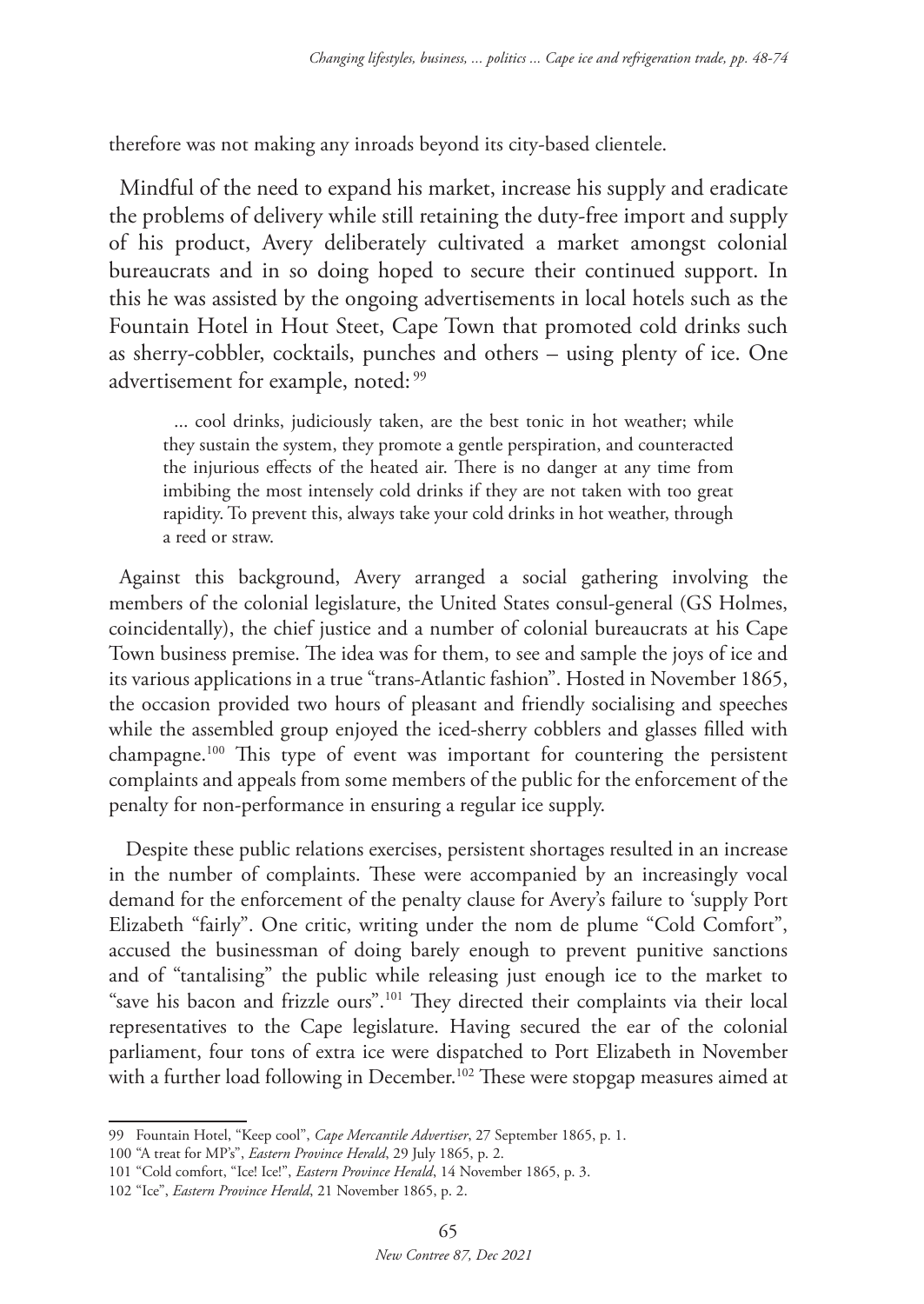therefore was not making any inroads beyond its city-based clientele.

Mindful of the need to expand his market, increase his supply and eradicate the problems of delivery while still retaining the duty-free import and supply of his product, Avery deliberately cultivated a market amongst colonial bureaucrats and in so doing hoped to secure their continued support. In this he was assisted by the ongoing advertisements in local hotels such as the Fountain Hotel in Hout Steet, Cape Town that promoted cold drinks such as sherry-cobbler, cocktails, punches and others – using plenty of ice. One advertisement for example, noted: [99]

> ... cool drinks, judiciously taken, are the best tonic in hot weather; while they sustain the system, they promote a gentle perspiration, and counteracted the injurious effects of the heated air. There is no danger at any time from imbibing the most intensely cold drinks if they are not taken with too great rapidity. To prevent this, always take your cold drinks in hot weather, through a reed or straw.

Against this background, Avery arranged a social gathering involving the members of the colonial legislature, the United States consul-general (GS Holmes, coincidentally), the chief justice and a number of colonial bureaucrats at his Cape Town business premise. The idea was for them, to see and sample the joys of ice and its various applications in a true "trans-Atlantic fashion". Hosted in November 1865, the occasion provided two hours of pleasant and friendly socialising and speeches while the assembled group enjoyed the iced-sherry cobblers and glasses filled with champagne.[100] This type of event was important for countering the persistent complaints and appeals from some members of the public for the enforcement of the penalty for non-performance in ensuring a regular ice supply.

Despite these public relations exercises, persistent shortages resulted in an increase in the number of complaints. These were accompanied by an increasingly vocal demand for the enforcement of the penalty clause for Avery's failure to 'supply Port Elizabeth "fairly". One critic, writing under the nom de plume "Cold Comfort", accused the businessman of doing barely enough to prevent punitive sanctions and of "tantalising" the public while releasing just enough ice to the market to "save his bacon and frizzle ours".[101] They directed their complaints via their local representatives to the Cape legislature. Having secured the ear of the colonial parliament, four tons of extra ice were dispatched to Port Elizabeth in November with a further load following in December.[102] These were stopgap measures aimed at

---

99 Fountain Hotel, "Keep cool", *Cape Mercantile Advertiser*, 27 September 1865, p. 1.

100 "A treat for MP's", *Eastern Province Herald*, 29 July 1865, p. 2.

101 "Cold comfort, "Ice! Ice!", *Eastern Province Herald*, 14 November 1865, p. 3.

102 "Ice", *Eastern Province Herald*, 21 November 1865, p. 2.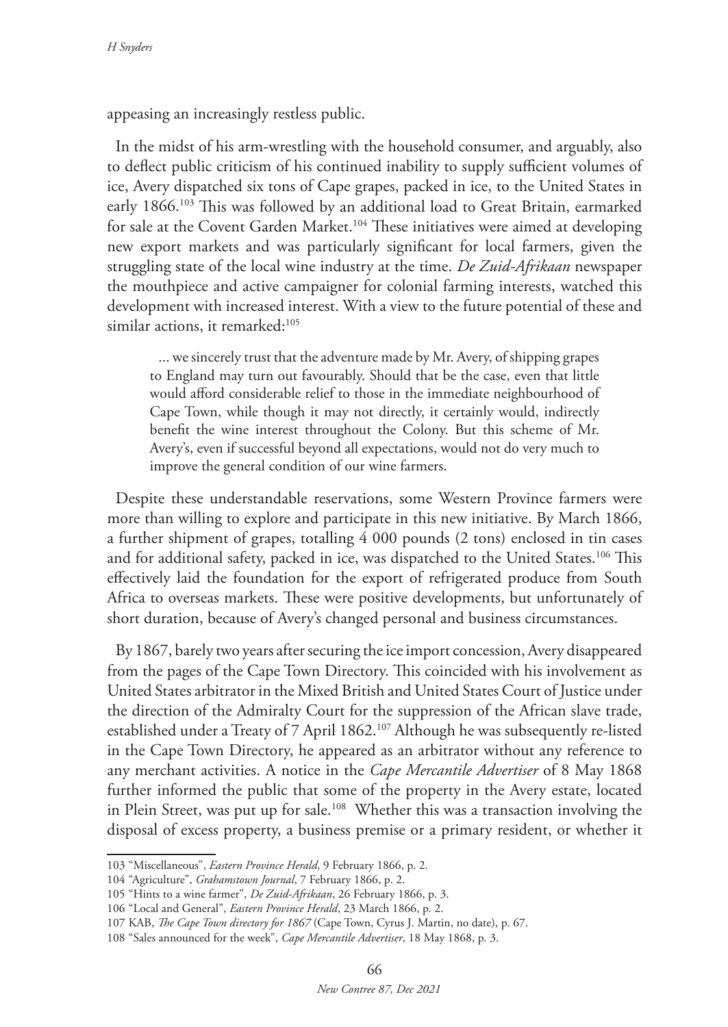appeasing an increasingly restless public.

In the midst of his arm-wrestling with the household consumer, and arguably, also to deflect public criticism of his continued inability to supply sufficient volumes of ice, Avery dispatched six tons of Cape grapes, packed in ice, to the United States in early 1866.[103] This was followed by an additional load to Great Britain, earmarked for sale at the Covent Garden Market.[104] These initiatives were aimed at developing new export markets and was particularly significant for local farmers, given the struggling state of the local wine industry at the time. *De Zuid-Afrikaan* newspaper the mouthpiece and active campaigner for colonial farming interests, watched this development with increased interest. With a view to the future potential of these and similar actions, it remarked:[105]

> ... we sincerely trust that the adventure made by Mr. Avery, of shipping grapes to England may turn out favourably. Should that be the case, even that little would afford considerable relief to those in the immediate neighbourhood of Cape Town, while though it may not directly, it certainly would, indirectly benefit the wine interest throughout the Colony. But this scheme of Mr. Avery's, even if successful beyond all expectations, would not do very much to improve the general condition of our wine farmers.

Despite these understandable reservations, some Western Province farmers were more than willing to explore and participate in this new initiative. By March 1866, a further shipment of grapes, totalling 4 000 pounds (2 tons) enclosed in tin cases and for additional safety, packed in ice, was dispatched to the United States.[106] This effectively laid the foundation for the export of refrigerated produce from South Africa to overseas markets. These were positive developments, but unfortunately of short duration, because of Avery's changed personal and business circumstances.

By 1867, barely two years after securing the ice import concession, Avery disappeared from the pages of the Cape Town Directory. This coincided with his involvement as United States arbitrator in the Mixed British and United States Court of Justice under the direction of the Admiralty Court for the suppression of the African slave trade, established under a Treaty of 7 April 1862.[107] Although he was subsequently re-listed in the Cape Town Directory, he appeared as an arbitrator without any reference to any merchant activities. A notice in the *Cape Mercantile Advertiser* of 8 May 1868 further informed the public that some of the property in the Avery estate, located in Plein Street, was put up for sale.[108] Whether this was a transaction involving the disposal of excess property, a business premise or a primary resident, or whether it

---

103 "Miscellaneous", *Eastern Province Herald*, 9 February 1866, p. 2.

104 "Agriculture", *Grahamstown Journal*, 7 February 1866, p. 2.

105 "Hints to a wine farmer", *De Zuid-Afrikaan*, 26 February 1866, p. 3.

106 "Local and General", *Eastern Province Herald*, 23 March 1866, p. 2.

107 KAB, *The Cape Town directory for 1867* (Cape Town, Cyrus J. Martin, no date), p. 67.

108 "Sales announced for the week", *Cape Mercantile Advertiser*, 18 May 1868, p. 3.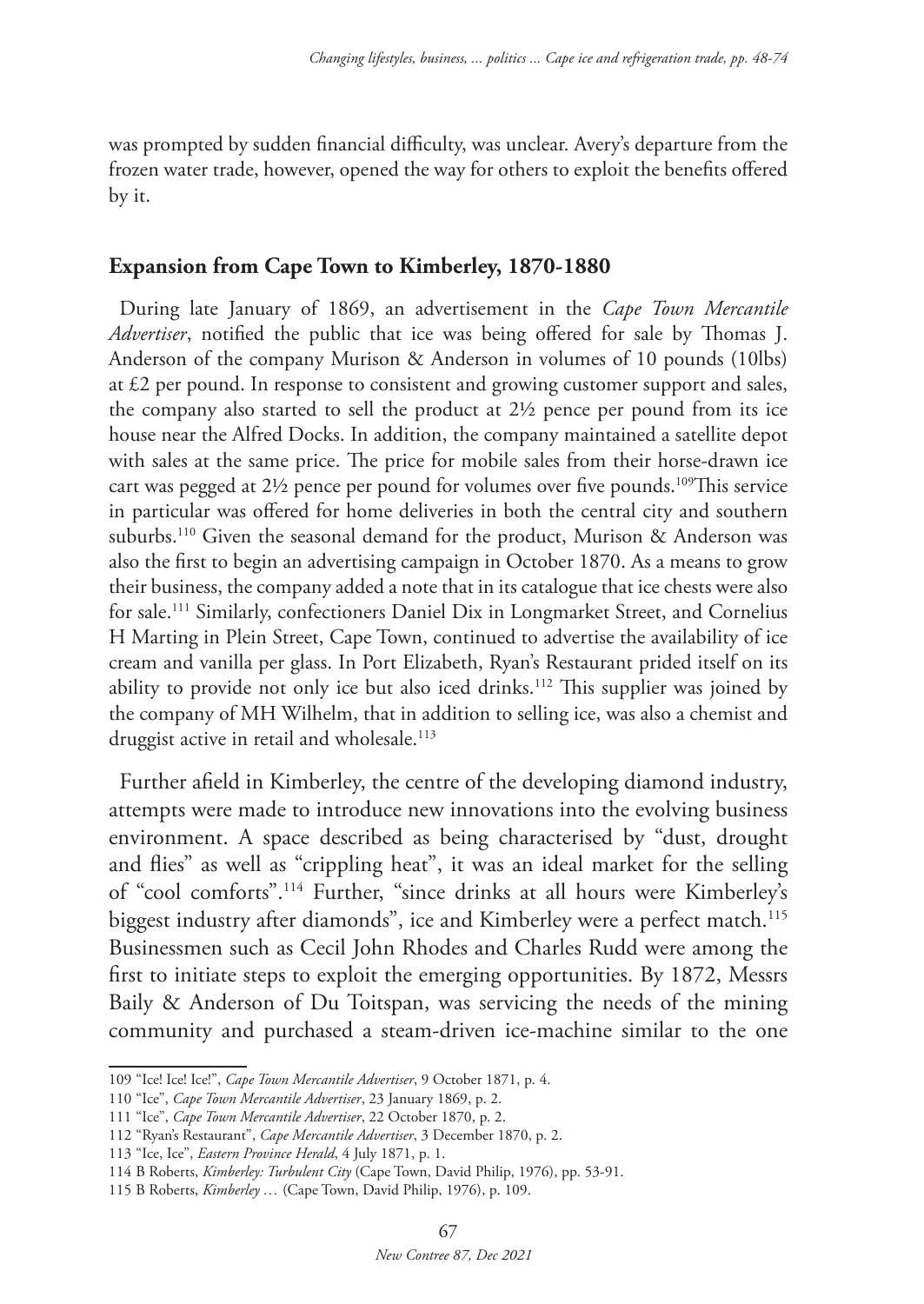was prompted by sudden financial difficulty, was unclear. Avery's departure from the frozen water trade, however, opened the way for others to exploit the benefits offered by it.

## Expansion from Cape Town to Kimberley, 1870-1880

During late January of 1869, an advertisement in the *Cape Town Mercantile Advertiser*, notified the public that ice was being offered for sale by Thomas J. Anderson of the company Murison & Anderson in volumes of 10 pounds (10lbs) at £2 per pound. In response to consistent and growing customer support and sales, the company also started to sell the product at 2½ pence per pound from its ice house near the Alfred Docks. In addition, the company maintained a satellite depot with sales at the same price. The price for mobile sales from their horse-drawn ice cart was pegged at 2½ pence per pound for volumes over five pounds.[109]This service in particular was offered for home deliveries in both the central city and southern suburbs.[110] Given the seasonal demand for the product, Murison & Anderson was also the first to begin an advertising campaign in October 1870. As a means to grow their business, the company added a note that in its catalogue that ice chests were also for sale.[111] Similarly, confectioners Daniel Dix in Longmarket Street, and Cornelius H Marting in Plein Street, Cape Town, continued to advertise the availability of ice cream and vanilla per glass. In Port Elizabeth, Ryan's Restaurant prided itself on its ability to provide not only ice but also iced drinks.[112] This supplier was joined by the company of MH Wilhelm, that in addition to selling ice, was also a chemist and druggist active in retail and wholesale.[113]

Further afield in Kimberley, the centre of the developing diamond industry, attempts were made to introduce new innovations into the evolving business environment. A space described as being characterised by "dust, drought and flies" as well as "crippling heat", it was an ideal market for the selling of "cool comforts".[114] Further, "since drinks at all hours were Kimberley's biggest industry after diamonds", ice and Kimberley were a perfect match.[115] Businessmen such as Cecil John Rhodes and Charles Rudd were among the first to initiate steps to exploit the emerging opportunities. By 1872, Messrs Baily & Anderson of Du Toitspan, was servicing the needs of the mining community and purchased a steam-driven ice-machine similar to the one

---

109 "Ice! Ice! Ice!", *Cape Town Mercantile Advertiser*, 9 October 1871, p. 4.

110 "Ice", *Cape Town Mercantile Advertiser*, 23 January 1869, p. 2.

111 "Ice", *Cape Town Mercantile Advertiser*, 22 October 1870, p. 2.

112 "Ryan's Restaurant", *Cape Mercantile Advertiser*, 3 December 1870, p. 2.

113 "Ice, Ice", *Eastern Province Herald*, 4 July 1871, p. 1.

114 B Roberts, *Kimberley: Turbulent City* (Cape Town, David Philip, 1976), pp. 53-91.

115 B Roberts, *Kimberley …* (Cape Town, David Philip, 1976), p. 109.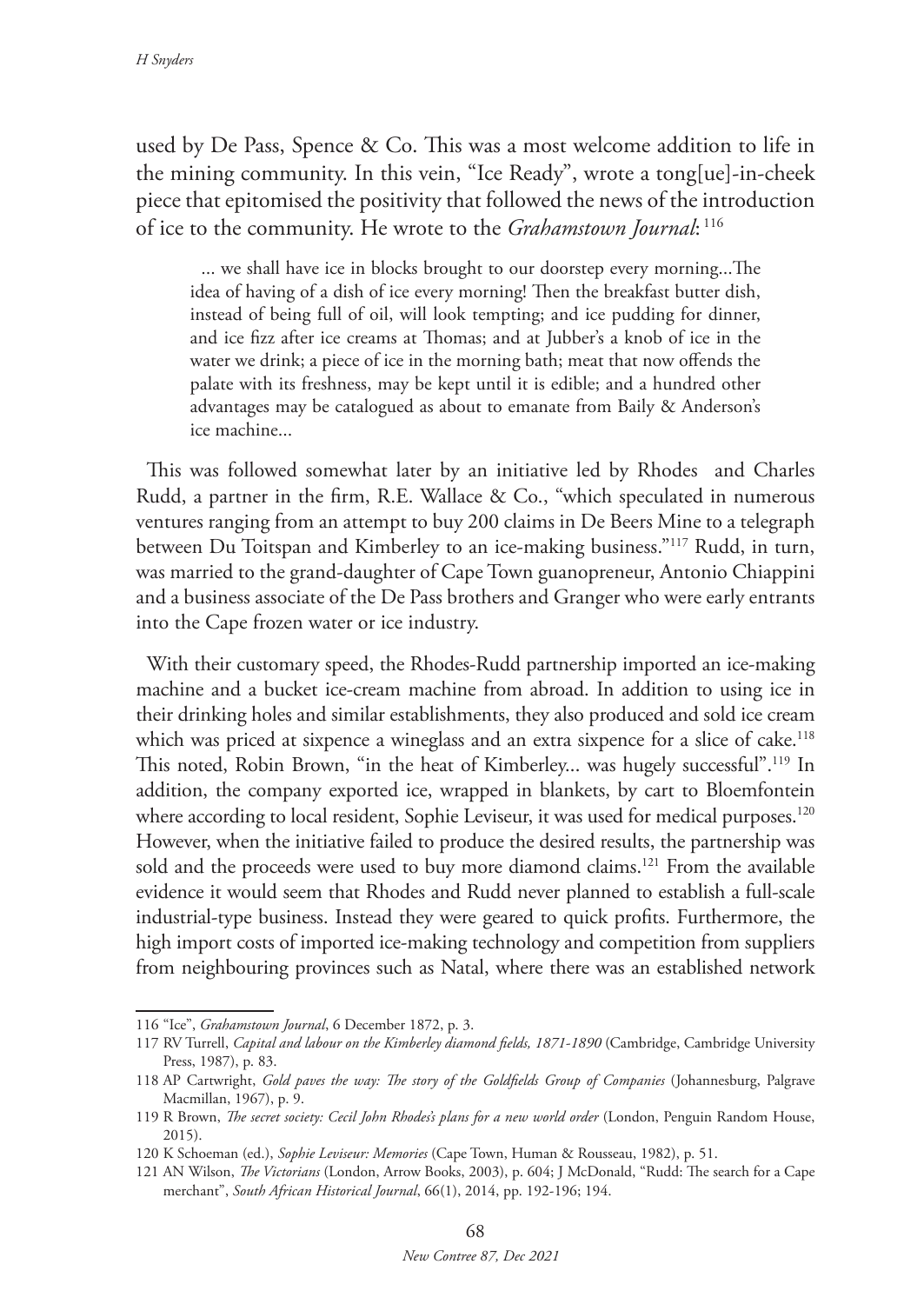used by De Pass, Spence & Co. This was a most welcome addition to life in the mining community. In this vein, "Ice Ready", wrote a tong[ue]-in-cheek piece that epitomised the positivity that followed the news of the introduction of ice to the community. He wrote to the *Grahamstown Journal*: [116]

> ... we shall have ice in blocks brought to our doorstep every morning...The idea of having of a dish of ice every morning! Then the breakfast butter dish, instead of being full of oil, will look tempting; and ice pudding for dinner, and ice fizz after ice creams at Thomas; and at Jubber's a knob of ice in the water we drink; a piece of ice in the morning bath; meat that now offends the palate with its freshness, may be kept until it is edible; and a hundred other advantages may be catalogued as about to emanate from Baily & Anderson's ice machine...

This was followed somewhat later by an initiative led by Rhodes and Charles Rudd, a partner in the firm, R.E. Wallace & Co., "which speculated in numerous ventures ranging from an attempt to buy 200 claims in De Beers Mine to a telegraph between Du Toitspan and Kimberley to an ice-making business."[117] Rudd, in turn, was married to the grand-daughter of Cape Town guanopreneur, Antonio Chiappini and a business associate of the De Pass brothers and Granger who were early entrants into the Cape frozen water or ice industry.

With their customary speed, the Rhodes-Rudd partnership imported an ice-making machine and a bucket ice-cream machine from abroad. In addition to using ice in their drinking holes and similar establishments, they also produced and sold ice cream which was priced at sixpence a wineglass and an extra sixpence for a slice of cake.[118] This noted, Robin Brown, "in the heat of Kimberley... was hugely successful".[119] In addition, the company exported ice, wrapped in blankets, by cart to Bloemfontein where according to local resident, Sophie Leviseur, it was used for medical purposes.[120] However, when the initiative failed to produce the desired results, the partnership was sold and the proceeds were used to buy more diamond claims.[121] From the available evidence it would seem that Rhodes and Rudd never planned to establish a full-scale industrial-type business. Instead they were geared to quick profits. Furthermore, the high import costs of imported ice-making technology and competition from suppliers from neighbouring provinces such as Natal, where there was an established network

116 "Ice", *Grahamstown Journal*, 6 December 1872, p. 3.

117 RV Turrell, *Capital and labour on the Kimberley diamond fields, 1871-1890* (Cambridge, Cambridge University Press, 1987), p. 83.

118 AP Cartwright, *Gold paves the way: The story of the Goldfields Group of Companies* (Johannesburg, Palgrave Macmillan, 1967), p. 9.

119 R Brown, *The secret society: Cecil John Rhodes's plans for a new world order* (London, Penguin Random House, 2015).

120 K Schoeman (ed.), *Sophie Leviseur: Memories* (Cape Town, Human & Rousseau, 1982), p. 51.

121 AN Wilson, *The Victorians* (London, Arrow Books, 2003), p. 604; J McDonald, "Rudd: The search for a Cape merchant", *South African Historical Journal*, 66(1), 2014, pp. 192-196; 194.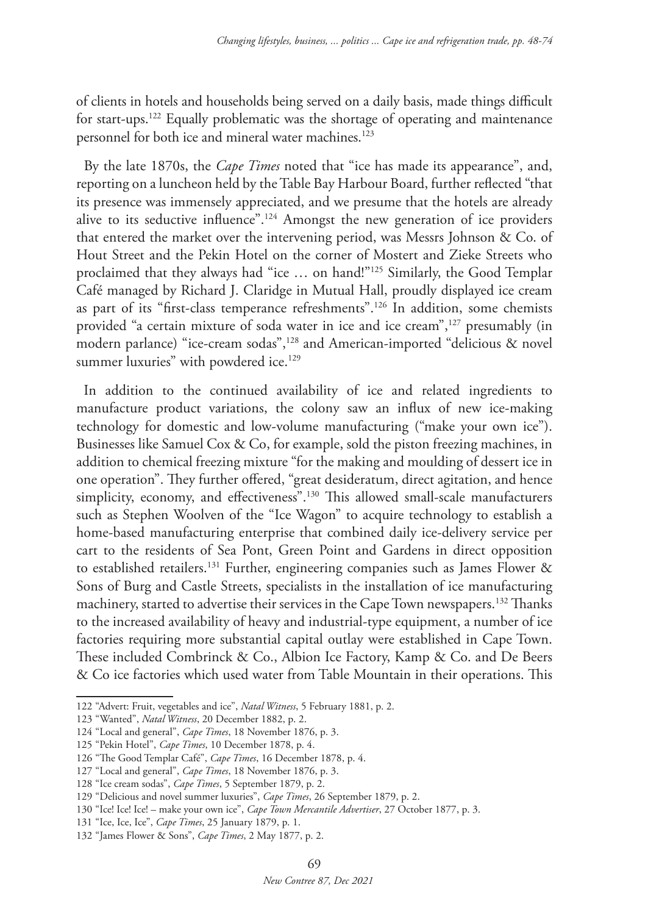of clients in hotels and households being served on a daily basis, made things difficult for start-ups.[122] Equally problematic was the shortage of operating and maintenance personnel for both ice and mineral water machines.[123]

By the late 1870s, the *Cape Times* noted that "ice has made its appearance", and, reporting on a luncheon held by the Table Bay Harbour Board, further reflected "that its presence was immensely appreciated, and we presume that the hotels are already alive to its seductive influence".[124] Amongst the new generation of ice providers that entered the market over the intervening period, was Messrs Johnson & Co. of Hout Street and the Pekin Hotel on the corner of Mostert and Zieke Streets who proclaimed that they always had "ice … on hand!"[125] Similarly, the Good Templar Café managed by Richard J. Claridge in Mutual Hall, proudly displayed ice cream as part of its "first-class temperance refreshments".[126] In addition, some chemists provided "a certain mixture of soda water in ice and ice cream",[127] presumably (in modern parlance) "ice-cream sodas",[128] and American-imported "delicious & novel summer luxuries" with powdered ice.[129]

In addition to the continued availability of ice and related ingredients to manufacture product variations, the colony saw an influx of new ice-making technology for domestic and low-volume manufacturing ("make your own ice"). Businesses like Samuel Cox & Co, for example, sold the piston freezing machines, in addition to chemical freezing mixture "for the making and moulding of dessert ice in one operation". They further offered, "great desideratum, direct agitation, and hence simplicity, economy, and effectiveness".[130] This allowed small-scale manufacturers such as Stephen Woolven of the "Ice Wagon" to acquire technology to establish a home-based manufacturing enterprise that combined daily ice-delivery service per cart to the residents of Sea Pont, Green Point and Gardens in direct opposition to established retailers.[131] Further, engineering companies such as James Flower & Sons of Burg and Castle Streets, specialists in the installation of ice manufacturing machinery, started to advertise their services in the Cape Town newspapers.[132] Thanks to the increased availability of heavy and industrial-type equipment, a number of ice factories requiring more substantial capital outlay were established in Cape Town. These included Combrinck & Co., Albion Ice Factory, Kamp & Co. and De Beers & Co ice factories which used water from Table Mountain in their operations. This

---

122 "Advert: Fruit, vegetables and ice", *Natal Witness*, 5 February 1881, p. 2.

123 "Wanted", *Natal Witness*, 20 December 1882, p. 2.

124 "Local and general", *Cape Times*, 18 November 1876, p. 3.

125 "Pekin Hotel", *Cape Times*, 10 December 1878, p. 4.

126 "The Good Templar Café", *Cape Times*, 16 December 1878, p. 4.

127 "Local and general", *Cape Times*, 18 November 1876, p. 3.

128 "Ice cream sodas", *Cape Times*, 5 September 1879, p. 2.

129 "Delicious and novel summer luxuries", *Cape Times*, 26 September 1879, p. 2.

130 "Ice! Ice! Ice! – make your own ice", *Cape Town Mercantile Advertiser*, 27 October 1877, p. 3.

131 "Ice, Ice, Ice", *Cape Times*, 25 January 1879, p. 1.

132 "James Flower & Sons", *Cape Times*, 2 May 1877, p. 2.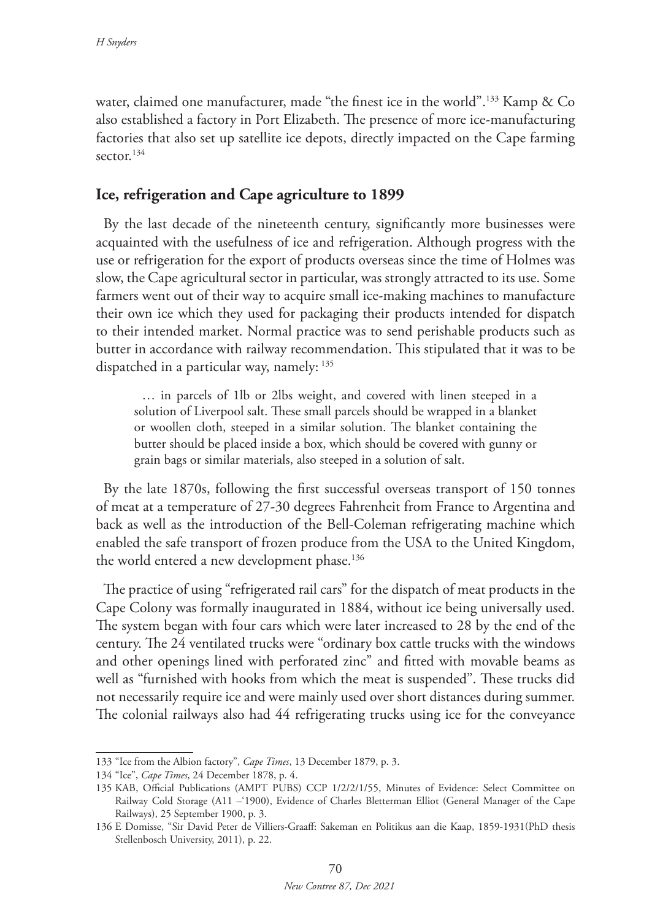water, claimed one manufacturer, made "the finest ice in the world".[133] Kamp & Co also established a factory in Port Elizabeth. The presence of more ice-manufacturing factories that also set up satellite ice depots, directly impacted on the Cape farming sector.[134]

## Ice, refrigeration and Cape agriculture to 1899

By the last decade of the nineteenth century, significantly more businesses were acquainted with the usefulness of ice and refrigeration. Although progress with the use or refrigeration for the export of products overseas since the time of Holmes was slow, the Cape agricultural sector in particular, was strongly attracted to its use. Some farmers went out of their way to acquire small ice-making machines to manufacture their own ice which they used for packaging their products intended for dispatch to their intended market. Normal practice was to send perishable products such as butter in accordance with railway recommendation. This stipulated that it was to be dispatched in a particular way, namely: [135]

> … in parcels of 1lb or 2lbs weight, and covered with linen steeped in a solution of Liverpool salt. These small parcels should be wrapped in a blanket or woollen cloth, steeped in a similar solution. The blanket containing the butter should be placed inside a box, which should be covered with gunny or grain bags or similar materials, also steeped in a solution of salt.

By the late 1870s, following the first successful overseas transport of 150 tonnes of meat at a temperature of 27-30 degrees Fahrenheit from France to Argentina and back as well as the introduction of the Bell-Coleman refrigerating machine which enabled the safe transport of frozen produce from the USA to the United Kingdom, the world entered a new development phase.[136]

The practice of using "refrigerated rail cars" for the dispatch of meat products in the Cape Colony was formally inaugurated in 1884, without ice being universally used. The system began with four cars which were later increased to 28 by the end of the century. The 24 ventilated trucks were "ordinary box cattle trucks with the windows and other openings lined with perforated zinc" and fitted with movable beams as well as "furnished with hooks from which the meat is suspended". These trucks did not necessarily require ice and were mainly used over short distances during summer. The colonial railways also had 44 refrigerating trucks using ice for the conveyance

---

133 "Ice from the Albion factory", *Cape Times*, 13 December 1879, p. 3.

134 "Ice", *Cape Times*, 24 December 1878, p. 4.

135 KAB, Official Publications (AMPT PUBS) CCP 1/2/2/1/55, Minutes of Evidence: Select Committee on Railway Cold Storage (A11 –'1900), Evidence of Charles Bletterman Elliot (General Manager of the Cape Railways), 25 September 1900, p. 3.

136 E Domisse, "Sir David Peter de Villiers-Graaff: Sakeman en Politikus aan die Kaap, 1859-1931(PhD thesis Stellenbosch University, 2011), p. 22.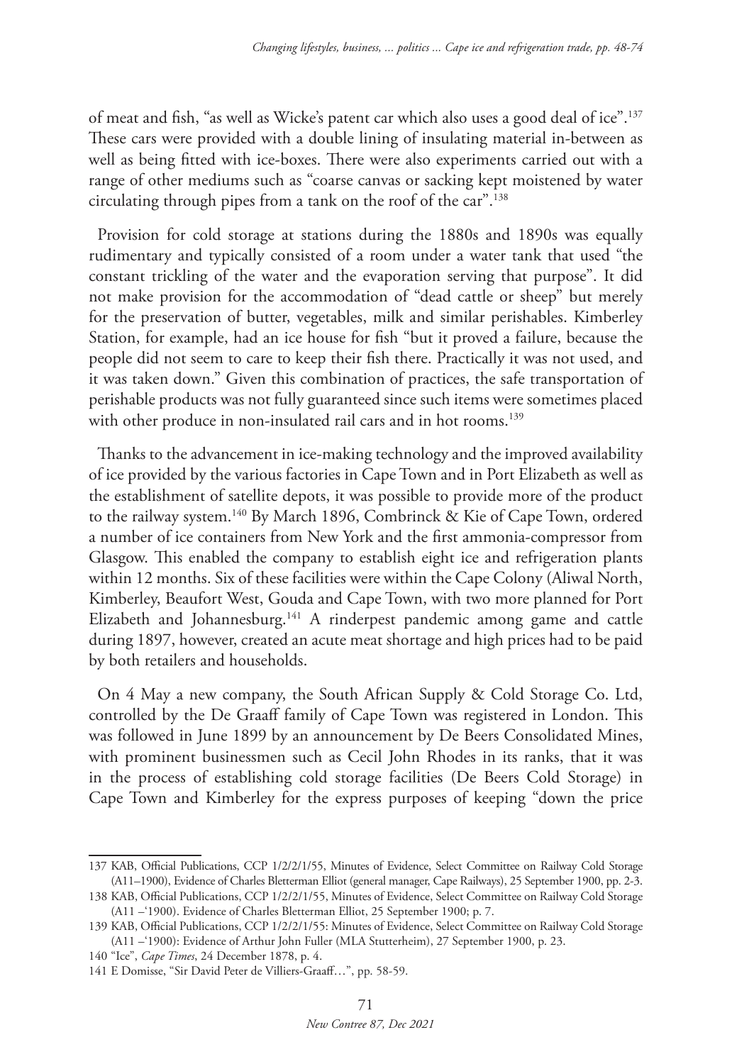of meat and fish, "as well as Wicke's patent car which also uses a good deal of ice".[137] These cars were provided with a double lining of insulating material in-between as well as being fitted with ice-boxes. There were also experiments carried out with a range of other mediums such as "coarse canvas or sacking kept moistened by water circulating through pipes from a tank on the roof of the car".[138]

Provision for cold storage at stations during the 1880s and 1890s was equally rudimentary and typically consisted of a room under a water tank that used "the constant trickling of the water and the evaporation serving that purpose". It did not make provision for the accommodation of "dead cattle or sheep" but merely for the preservation of butter, vegetables, milk and similar perishables. Kimberley Station, for example, had an ice house for fish "but it proved a failure, because the people did not seem to care to keep their fish there. Practically it was not used, and it was taken down." Given this combination of practices, the safe transportation of perishable products was not fully guaranteed since such items were sometimes placed with other produce in non-insulated rail cars and in hot rooms.[139]

Thanks to the advancement in ice-making technology and the improved availability of ice provided by the various factories in Cape Town and in Port Elizabeth as well as the establishment of satellite depots, it was possible to provide more of the product to the railway system.[140] By March 1896, Combrinck & Kie of Cape Town, ordered a number of ice containers from New York and the first ammonia-compressor from Glasgow. This enabled the company to establish eight ice and refrigeration plants within 12 months. Six of these facilities were within the Cape Colony (Aliwal North, Kimberley, Beaufort West, Gouda and Cape Town, with two more planned for Port Elizabeth and Johannesburg.[141] A rinderpest pandemic among game and cattle during 1897, however, created an acute meat shortage and high prices had to be paid by both retailers and households.

On 4 May a new company, the South African Supply & Cold Storage Co. Ltd, controlled by the De Graaff family of Cape Town was registered in London. This was followed in June 1899 by an announcement by De Beers Consolidated Mines, with prominent businessmen such as Cecil John Rhodes in its ranks, that it was in the process of establishing cold storage facilities (De Beers Cold Storage) in Cape Town and Kimberley for the express purposes of keeping "down the price

---

137 KAB, Official Publications, CCP 1/2/2/1/55, Minutes of Evidence, Select Committee on Railway Cold Storage (A11–1900), Evidence of Charles Bletterman Elliot (general manager, Cape Railways), 25 September 1900, pp. 2-3.

138 KAB, Official Publications, CCP 1/2/2/1/55, Minutes of Evidence, Select Committee on Railway Cold Storage (A11 –'1900). Evidence of Charles Bletterman Elliot, 25 September 1900; p. 7.

139 KAB, Official Publications, CCP 1/2/2/1/55: Minutes of Evidence, Select Committee on Railway Cold Storage (A11 –'1900): Evidence of Arthur John Fuller (MLA Stutterheim), 27 September 1900, p. 23.

140 "Ice", *Cape Times*, 24 December 1878, p. 4.

141 E Domisse, "Sir David Peter de Villiers-Graaff…", pp. 58-59.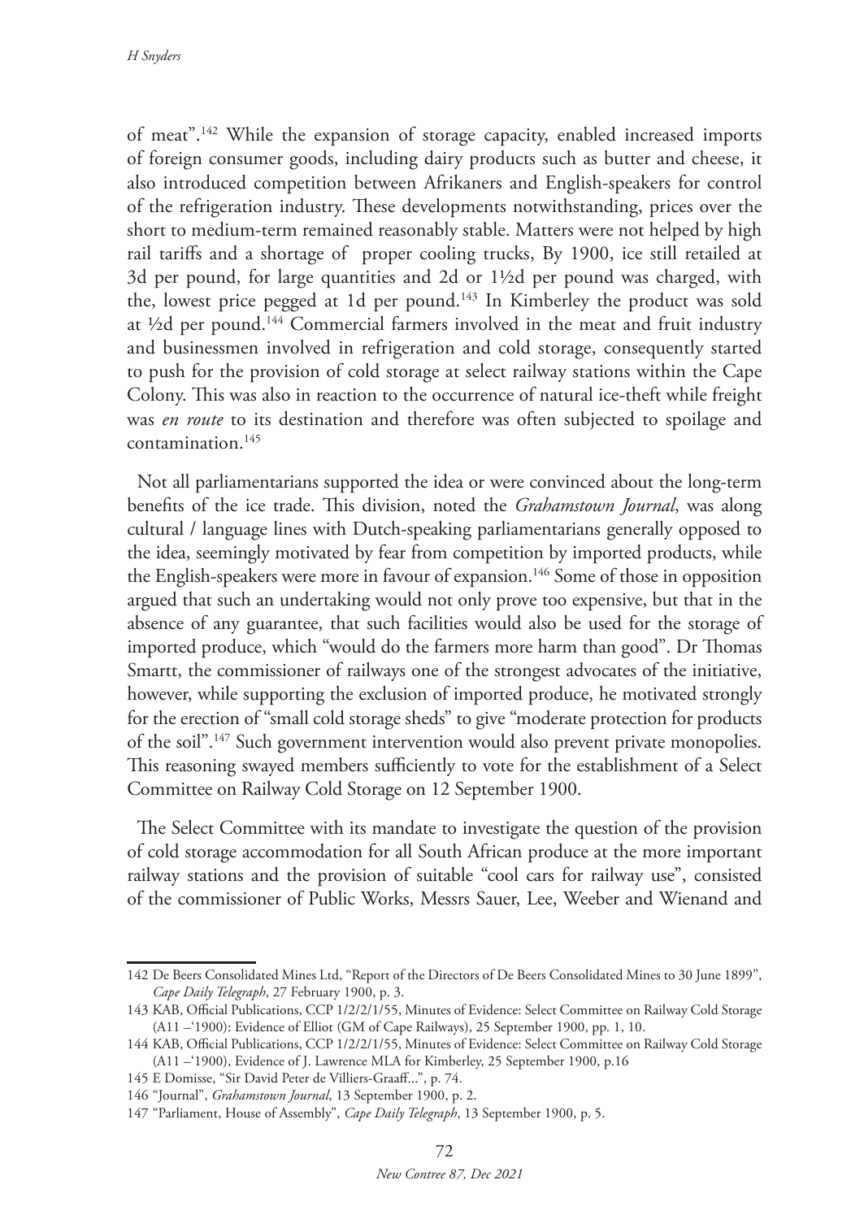of meat".[142] While the expansion of storage capacity, enabled increased imports of foreign consumer goods, including dairy products such as butter and cheese, it also introduced competition between Afrikaners and English-speakers for control of the refrigeration industry. These developments notwithstanding, prices over the short to medium-term remained reasonably stable. Matters were not helped by high rail tariffs and a shortage of proper cooling trucks, By 1900, ice still retailed at 3d per pound, for large quantities and 2d or 1½d per pound was charged, with the, lowest price pegged at 1d per pound.[143] In Kimberley the product was sold at ½d per pound.[144] Commercial farmers involved in the meat and fruit industry and businessmen involved in refrigeration and cold storage, consequently started to push for the provision of cold storage at select railway stations within the Cape Colony. This was also in reaction to the occurrence of natural ice-theft while freight was *en route* to its destination and therefore was often subjected to spoilage and contamination.[145]

Not all parliamentarians supported the idea or were convinced about the long-term benefits of the ice trade. This division, noted the *Grahamstown Journal*, was along cultural / language lines with Dutch-speaking parliamentarians generally opposed to the idea, seemingly motivated by fear from competition by imported products, while the English-speakers were more in favour of expansion.[146] Some of those in opposition argued that such an undertaking would not only prove too expensive, but that in the absence of any guarantee, that such facilities would also be used for the storage of imported produce, which "would do the farmers more harm than good". Dr Thomas Smartt, the commissioner of railways one of the strongest advocates of the initiative, however, while supporting the exclusion of imported produce, he motivated strongly for the erection of "small cold storage sheds" to give "moderate protection for products of the soil".[147] Such government intervention would also prevent private monopolies. This reasoning swayed members sufficiently to vote for the establishment of a Select Committee on Railway Cold Storage on 12 September 1900.

The Select Committee with its mandate to investigate the question of the provision of cold storage accommodation for all South African produce at the more important railway stations and the provision of suitable "cool cars for railway use", consisted of the commissioner of Public Works, Messrs Sauer, Lee, Weeber and Wienand and

---

142 De Beers Consolidated Mines Ltd, "Report of the Directors of De Beers Consolidated Mines to 30 June 1899", *Cape Daily Telegraph*, 27 February 1900, p. 3.

143 KAB, Official Publications, CCP 1/2/2/1/55, Minutes of Evidence: Select Committee on Railway Cold Storage (A11 –'1900): Evidence of Elliot (GM of Cape Railways), 25 September 1900, pp. 1, 10.

144 KAB, Official Publications, CCP 1/2/2/1/55, Minutes of Evidence: Select Committee on Railway Cold Storage (A11 –'1900), Evidence of J. Lawrence MLA for Kimberley, 25 September 1900, p.16

145 E Domisse, "Sir David Peter de Villiers-Graaff...", p. 74.

146 "Journal", *Grahamstown Journal*, 13 September 1900, p. 2.

147 "Parliament, House of Assembly", *Cape Daily Telegraph*, 13 September 1900, p. 5.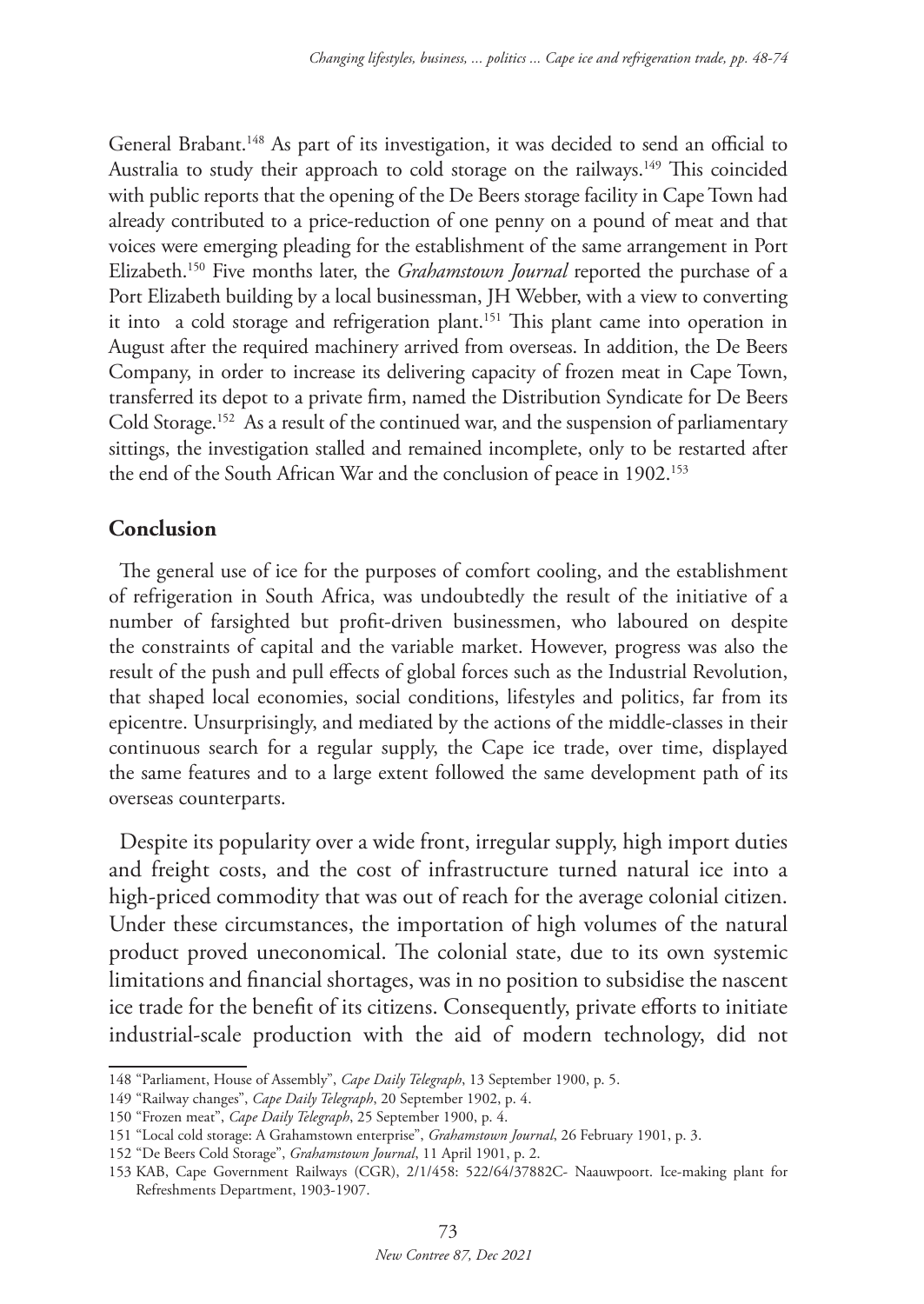General Brabant.[148] As part of its investigation, it was decided to send an official to Australia to study their approach to cold storage on the railways.[149] This coincided with public reports that the opening of the De Beers storage facility in Cape Town had already contributed to a price-reduction of one penny on a pound of meat and that voices were emerging pleading for the establishment of the same arrangement in Port Elizabeth.[150] Five months later, the *Grahamstown Journal* reported the purchase of a Port Elizabeth building by a local businessman, JH Webber, with a view to converting it into a cold storage and refrigeration plant.[151] This plant came into operation in August after the required machinery arrived from overseas. In addition, the De Beers Company, in order to increase its delivering capacity of frozen meat in Cape Town, transferred its depot to a private firm, named the Distribution Syndicate for De Beers Cold Storage.[152] As a result of the continued war, and the suspension of parliamentary sittings, the investigation stalled and remained incomplete, only to be restarted after the end of the South African War and the conclusion of peace in 1902.[153]

## Conclusion

The general use of ice for the purposes of comfort cooling, and the establishment of refrigeration in South Africa, was undoubtedly the result of the initiative of a number of farsighted but profit-driven businessmen, who laboured on despite the constraints of capital and the variable market. However, progress was also the result of the push and pull effects of global forces such as the Industrial Revolution, that shaped local economies, social conditions, lifestyles and politics, far from its epicentre. Unsurprisingly, and mediated by the actions of the middle-classes in their continuous search for a regular supply, the Cape ice trade, over time, displayed the same features and to a large extent followed the same development path of its overseas counterparts.

Despite its popularity over a wide front, irregular supply, high import duties and freight costs, and the cost of infrastructure turned natural ice into a high-priced commodity that was out of reach for the average colonial citizen. Under these circumstances, the importation of high volumes of the natural product proved uneconomical. The colonial state, due to its own systemic limitations and financial shortages, was in no position to subsidise the nascent ice trade for the benefit of its citizens. Consequently, private efforts to initiate industrial-scale production with the aid of modern technology, did not

148 "Parliament, House of Assembly", *Cape Daily Telegraph*, 13 September 1900, p. 5.

149 "Railway changes", *Cape Daily Telegraph*, 20 September 1902, p. 4.

150 "Frozen meat", *Cape Daily Telegraph*, 25 September 1900, p. 4.

151 "Local cold storage: A Grahamstown enterprise", *Grahamstown Journal*, 26 February 1901, p. 3.

152 "De Beers Cold Storage", *Grahamstown Journal*, 11 April 1901, p. 2.

153 KAB, Cape Government Railways (CGR), 2/1/458: 522/64/37882C- Naauwpoort. Ice-making plant for Refreshments Department, 1903-1907.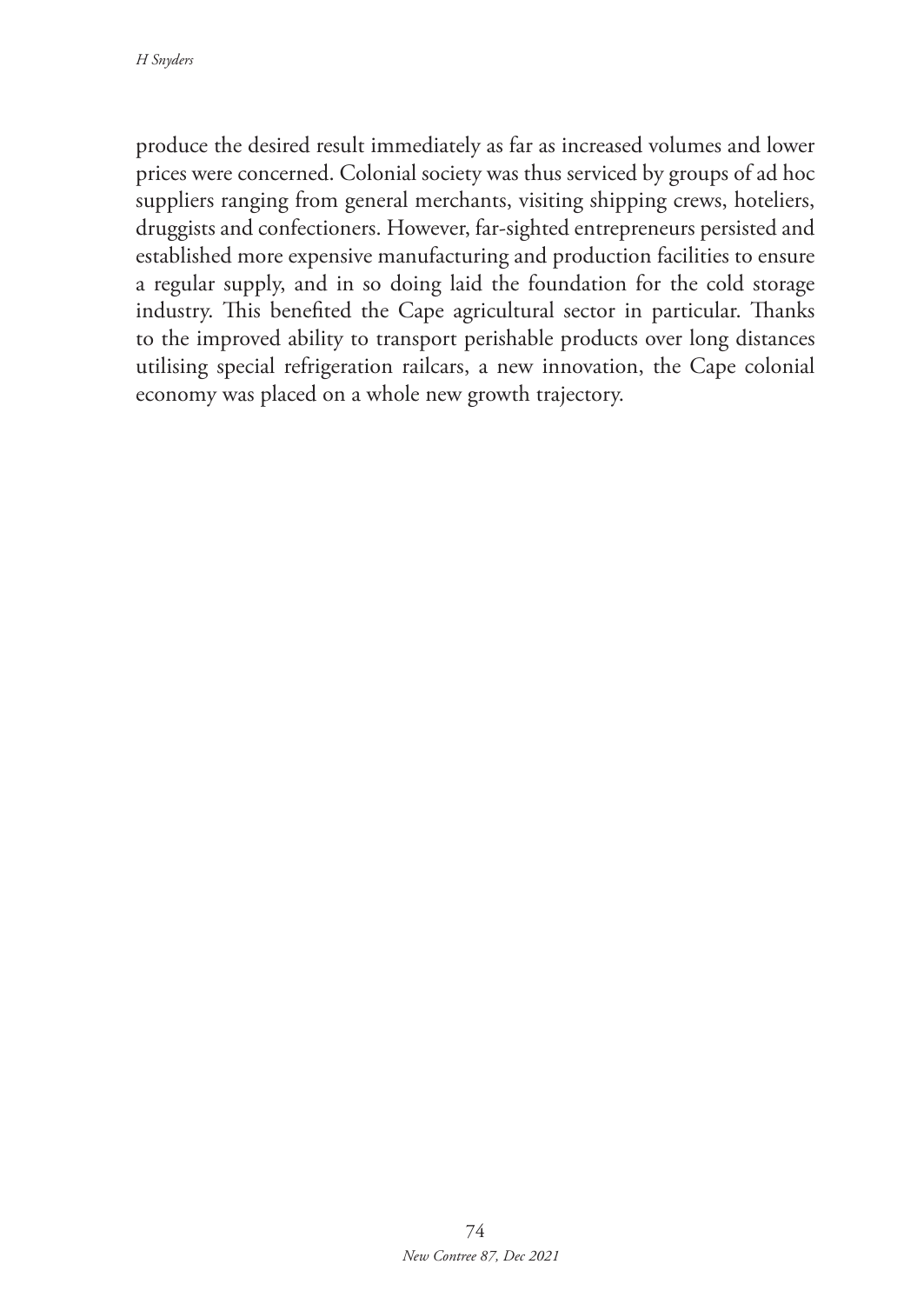produce the desired result immediately as far as increased volumes and lower prices were concerned. Colonial society was thus serviced by groups of ad hoc suppliers ranging from general merchants, visiting shipping crews, hoteliers, druggists and confectioners. However, far-sighted entrepreneurs persisted and established more expensive manufacturing and production facilities to ensure a regular supply, and in so doing laid the foundation for the cold storage industry. This benefited the Cape agricultural sector in particular. Thanks to the improved ability to transport perishable products over long distances utilising special refrigeration railcars, a new innovation, the Cape colonial economy was placed on a whole new growth trajectory.